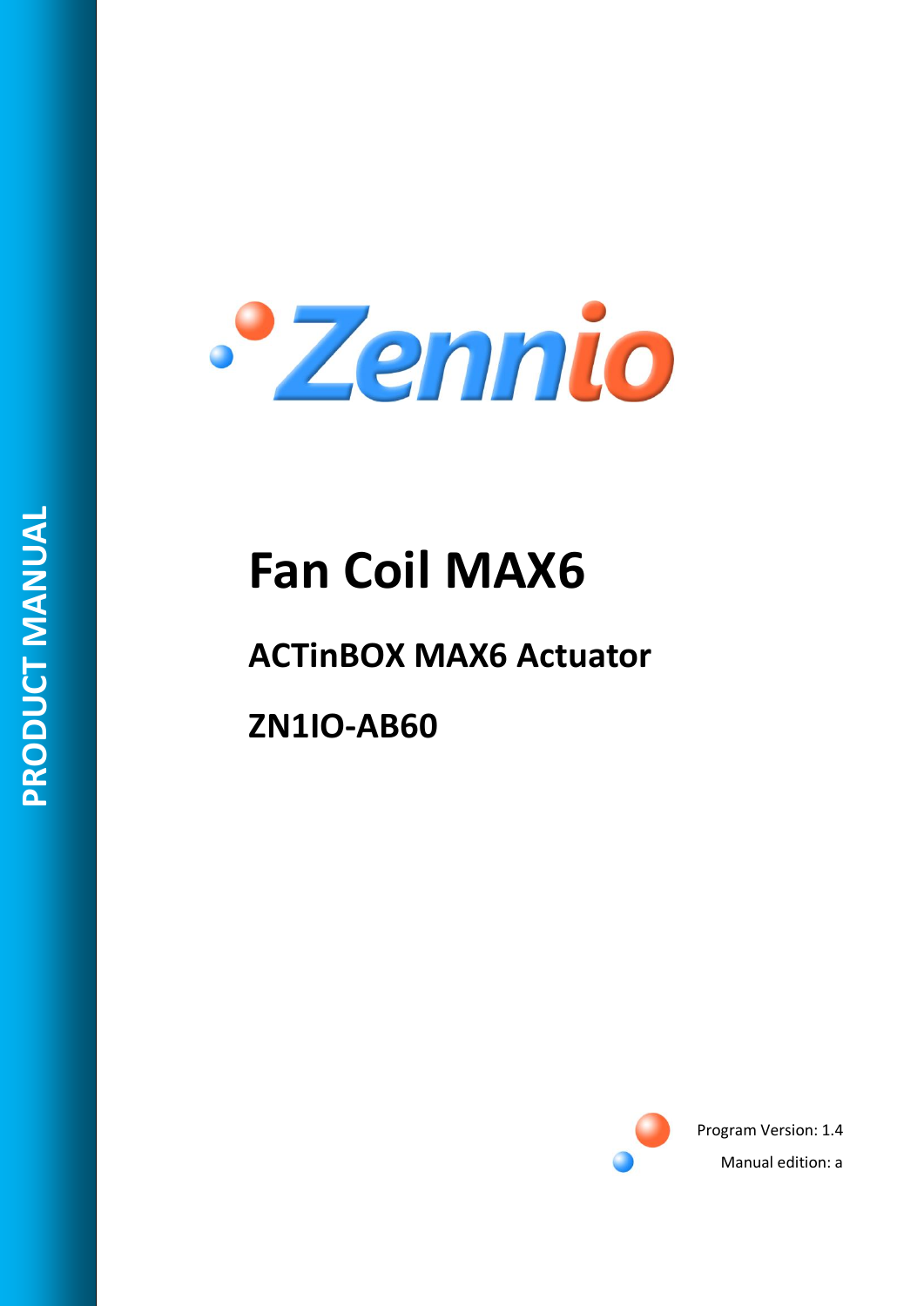PRODUCT MANUAL

Zennio

# Fan Coil MAX6

## ACTinBOX MAX6 Actuator

## ZN1IO-AB60

Program Version: 1.4

Manual edition: a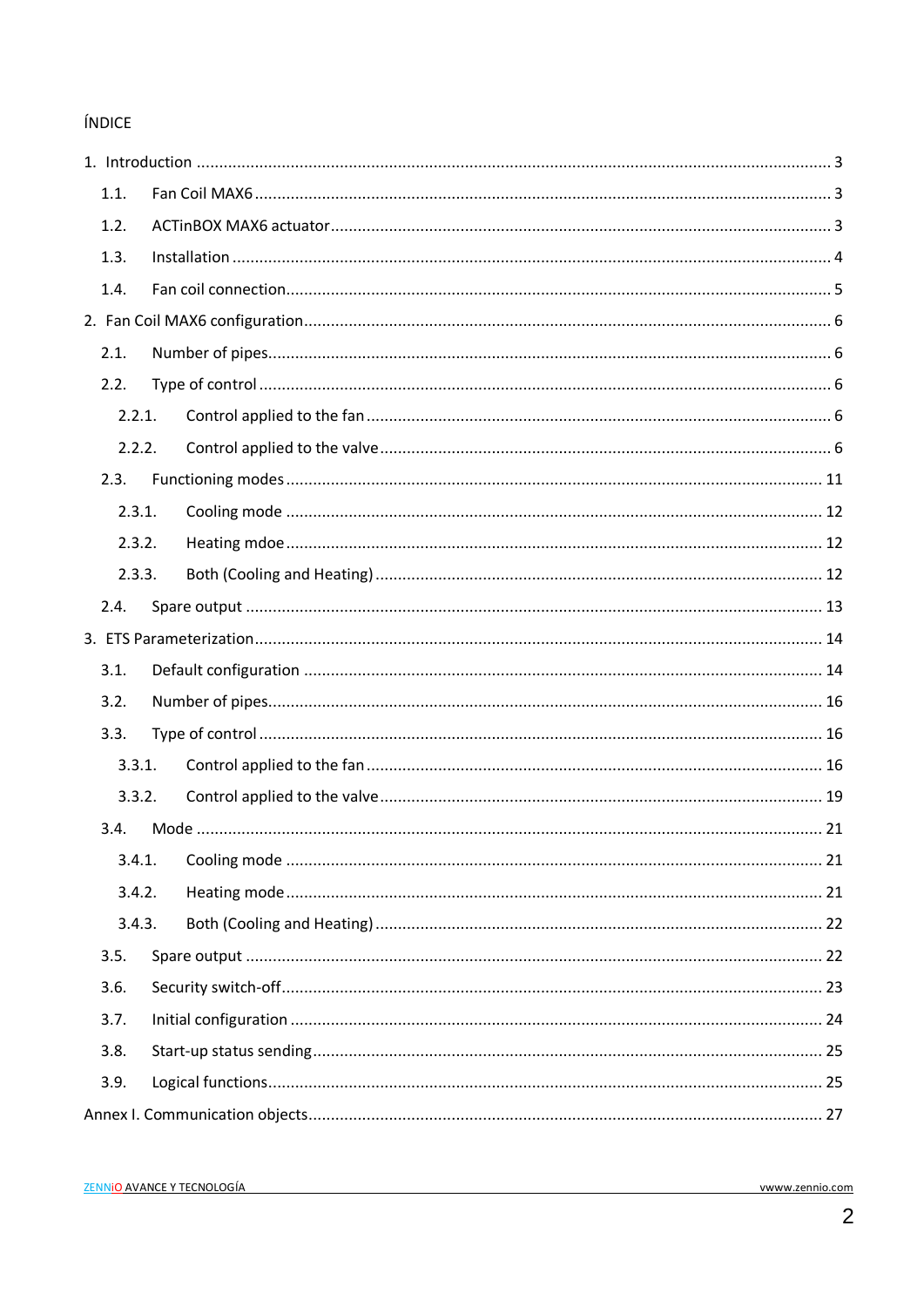ÍNDICE

1. Introduction .......... 3
    1.1. Fan Coil MAX6 .......... 3
    1.2. ACTinBOX MAX6 actuator .......... 3
    1.3. Installation .......... 4
    1.4. Fan coil connection .......... 5
2. Fan Coil MAX6 configuration .......... 6
    2.1. Number of pipes .......... 6
    2.2. Type of control .......... 6
        2.2.1. Control applied to the fan .......... 6
        2.2.2. Control applied to the valve .......... 6
    2.3. Functioning modes .......... 11
        2.3.1. Cooling mode .......... 12
        2.3.2. Heating mdoe .......... 12
        2.3.3. Both (Cooling and Heating) .......... 12
    2.4. Spare output .......... 13
3. ETS Parameterization .......... 14
    3.1. Default configuration .......... 14
    3.2. Number of pipes .......... 16
    3.3. Type of control .......... 16
        3.3.1. Control applied to the fan .......... 16
        3.3.2. Control applied to the valve .......... 19
    3.4. Mode .......... 21
        3.4.1. Cooling mode .......... 21
        3.4.2. Heating mode .......... 21
        3.4.3. Both (Cooling and Heating) .......... 22
    3.5. Spare output .......... 22
    3.6. Security switch-off .......... 23
    3.7. Initial configuration .......... 24
    3.8. Start-up status sending .......... 25
    3.9. Logical functions .......... 25

Annex I. Communication objects .......... 27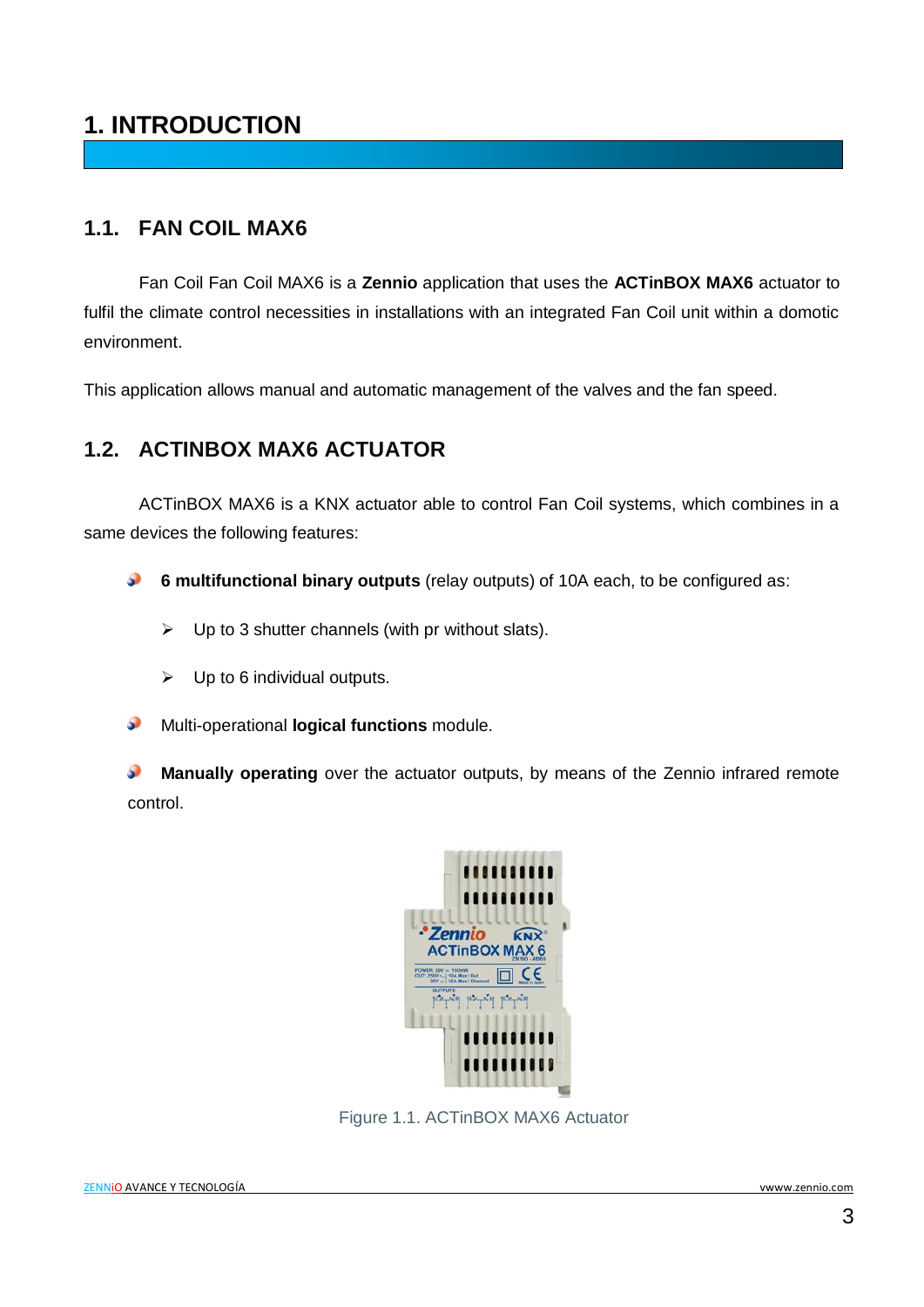# 1. INTRODUCTION

## 1.1. FAN COIL MAX6

Fan Coil Fan Coil MAX6 is a **Zennio** application that uses the **ACTinBOX MAX6** actuator to fulfil the climate control necessities in installations with an integrated Fan Coil unit within a domotic environment.

This application allows manual and automatic management of the valves and the fan speed.

## 1.2. ACTINBOX MAX6 ACTUATOR

ACTinBOX MAX6 is a KNX actuator able to control Fan Coil systems, which combines in a same devices the following features:

- **6 multifunctional binary outputs** (relay outputs) of 10A each, to be configured as:
  - Up to 3 shutter channels (with pr without slats).
  - Up to 6 individual outputs.
- Multi-operational **logical functions** module.
- **Manually operating** over the actuator outputs, by means of the Zennio infrared remote control.

Figure 1.1. ACTinBOX MAX6 Actuator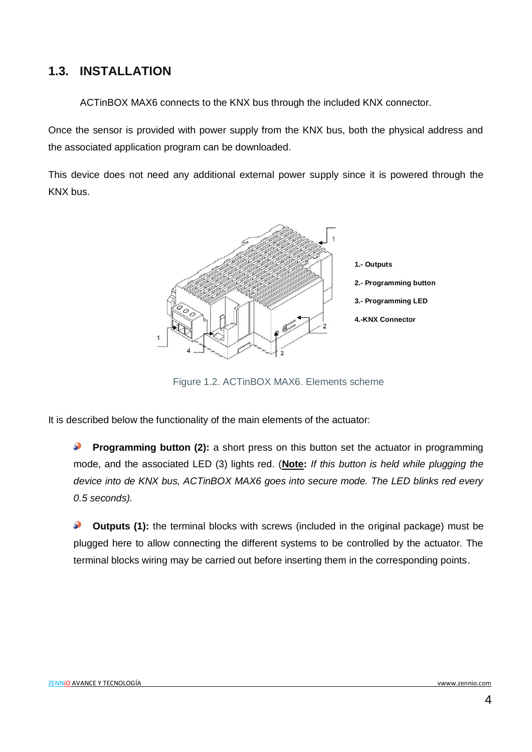## 1.3. INSTALLATION

ACTinBOX MAX6 connects to the KNX bus through the included KNX connector.

Once the sensor is provided with power supply from the KNX bus, both the physical address and the associated application program can be downloaded.

This device does not need any additional external power supply since it is powered through the KNX bus.

**1.- Outputs**

**2.- Programming button**

**3.- Programming LED**

**4.-KNX Connector**

Figure 1.2. ACTinBOX MAX6. Elements scheme

It is described below the functionality of the main elements of the actuator:

- **Programming button (2):** a short press on this button set the actuator in programming mode, and the associated LED (3) lights red. (**Note:** *If this button is held while plugging the device into de KNX bus, ACTinBOX MAX6 goes into secure mode. The LED blinks red every 0.5 seconds).*

- **Outputs (1):** the terminal blocks with screws (included in the original package) must be plugged here to allow connecting the different systems to be controlled by the actuator. The terminal blocks wiring may be carried out before inserting them in the corresponding points.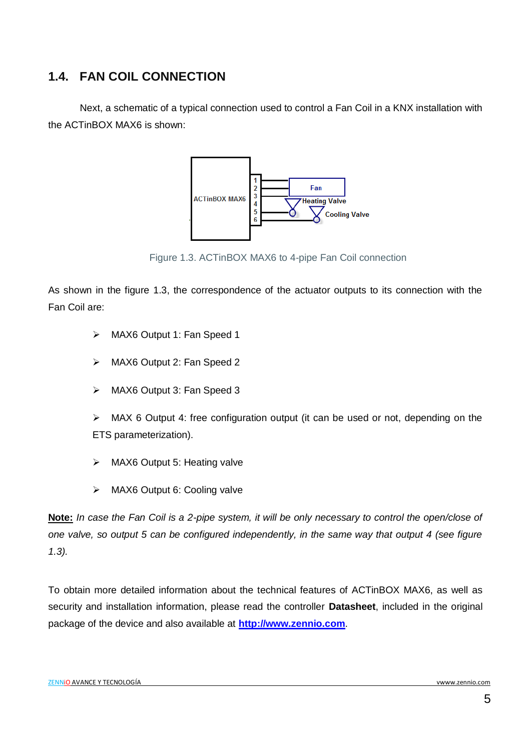## 1.4. FAN COIL CONNECTION

Next, a schematic of a typical connection used to control a Fan Coil in a KNX installation with the ACTinBOX MAX6 is shown:

Figure 1.3. ACTinBOX MAX6 to 4-pipe Fan Coil connection

As shown in the figure 1.3, the correspondence of the actuator outputs to its connection with the Fan Coil are:

- MAX6 Output 1: Fan Speed 1
- MAX6 Output 2: Fan Speed 2
- MAX6 Output 3: Fan Speed 3
- MAX 6 Output 4: free configuration output (it can be used or not, depending on the ETS parameterization).
- MAX6 Output 5: Heating valve
- MAX6 Output 6: Cooling valve

**Note:** *In case the Fan Coil is a 2-pipe system, it will be only necessary to control the open/close of one valve, so output 5 can be configured independently, in the same way that output 4 (see figure 1.3).*

To obtain more detailed information about the technical features of ACTinBOX MAX6, as well as security and installation information, please read the controller **Datasheet**, included in the original package of the device and also available at **http://www.zennio.com**.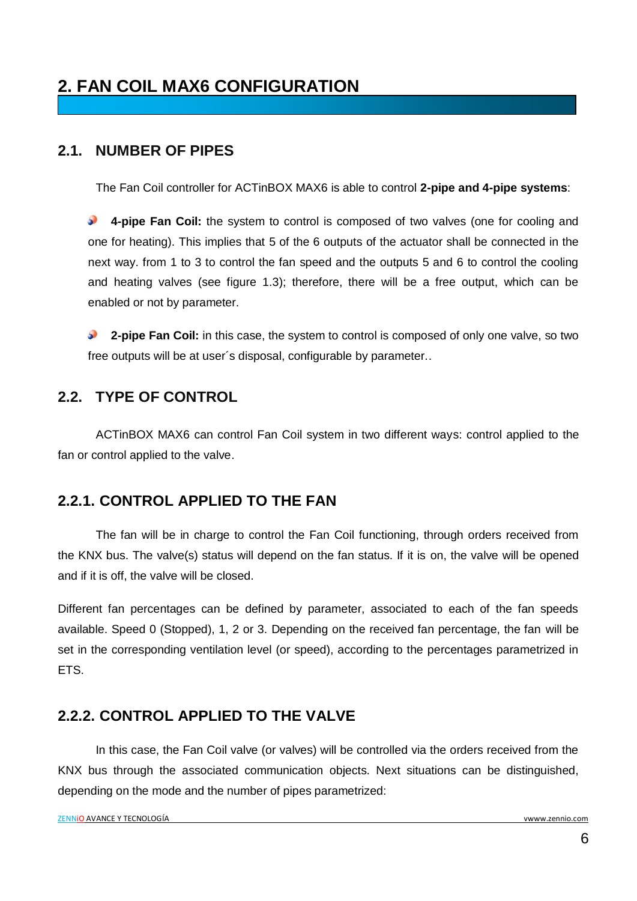# 2. FAN COIL MAX6 CONFIGURATION

## 2.1. NUMBER OF PIPES

The Fan Coil controller for ACTinBOX MAX6 is able to control **2-pipe and 4-pipe systems**:

- **4-pipe Fan Coil:** the system to control is composed of two valves (one for cooling and one for heating). This implies that 5 of the 6 outputs of the actuator shall be connected in the next way. from 1 to 3 to control the fan speed and the outputs 5 and 6 to control the cooling and heating valves (see figure 1.3); therefore, there will be a free output, which can be enabled or not by parameter.

- **2-pipe Fan Coil:** in this case, the system to control is composed of only one valve, so two free outputs will be at user´s disposal, configurable by parameter..

## 2.2. TYPE OF CONTROL

ACTinBOX MAX6 can control Fan Coil system in two different ways: control applied to the fan or control applied to the valve.

### 2.2.1. CONTROL APPLIED TO THE FAN

The fan will be in charge to control the Fan Coil functioning, through orders received from the KNX bus. The valve(s) status will depend on the fan status. If it is on, the valve will be opened and if it is off, the valve will be closed.

Different fan percentages can be defined by parameter, associated to each of the fan speeds available. Speed 0 (Stopped), 1, 2 or 3. Depending on the received fan percentage, the fan will be set in the corresponding ventilation level (or speed), according to the percentages parametrized in ETS.

### 2.2.2. CONTROL APPLIED TO THE VALVE

In this case, the Fan Coil valve (or valves) will be controlled via the orders received from the KNX bus through the associated communication objects. Next situations can be distinguished, depending on the mode and the number of pipes parametrized: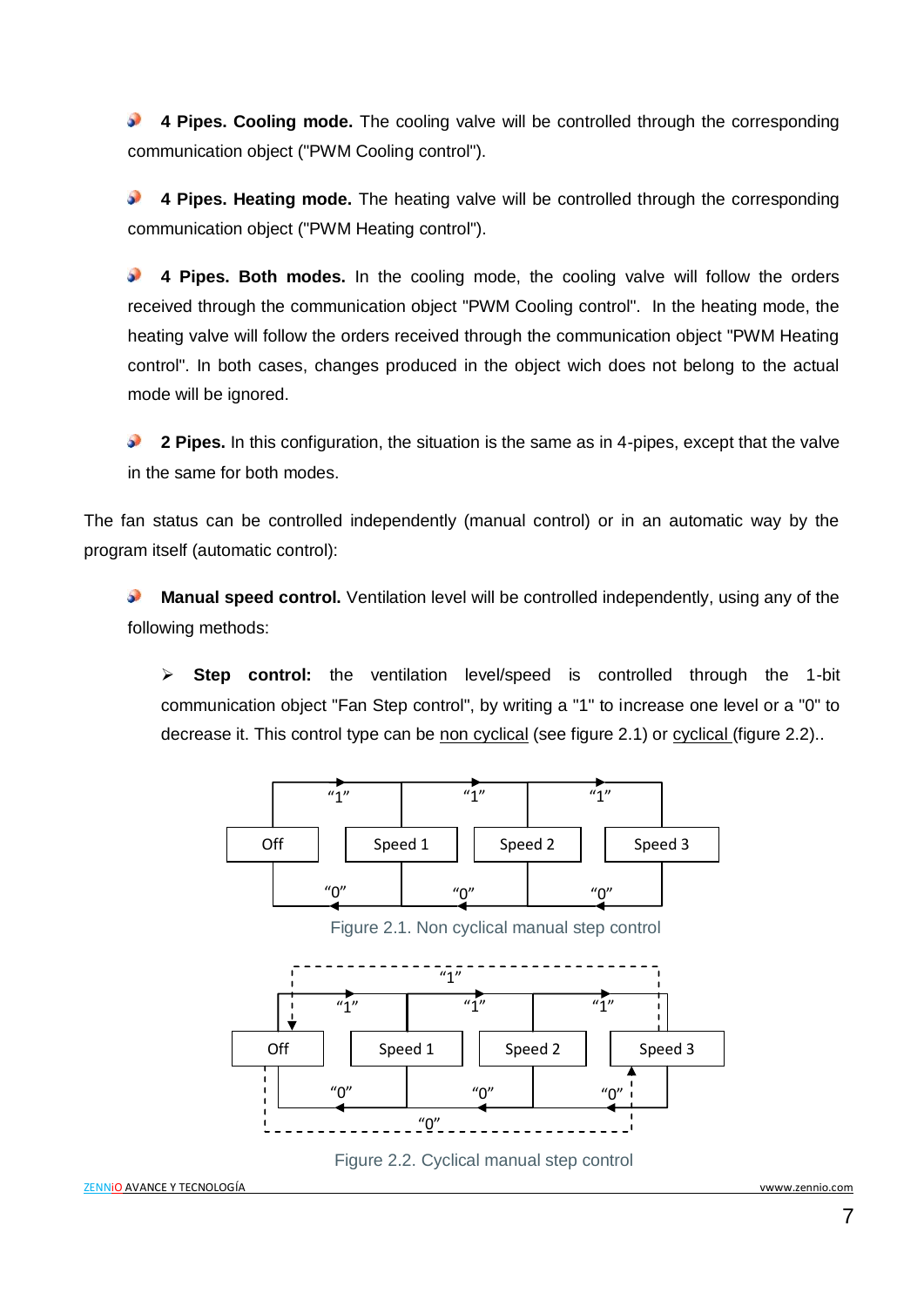- **4 Pipes. Cooling mode.** The cooling valve will be controlled through the corresponding communication object ("PWM Cooling control").

- **4 Pipes. Heating mode.** The heating valve will be controlled through the corresponding communication object ("PWM Heating control").

- **4 Pipes. Both modes.** In the cooling mode, the cooling valve will follow the orders received through the communication object "PWM Cooling control". In the heating mode, the heating valve will follow the orders received through the communication object "PWM Heating control". In both cases, changes produced in the object wich does not belong to the actual mode will be ignored.

- **2 Pipes.** In this configuration, the situation is the same as in 4-pipes, except that the valve in the same for both modes.

The fan status can be controlled independently (manual control) or in an automatic way by the program itself (automatic control):

- **Manual speed control.** Ventilation level will be controlled independently, using any of the following methods:

  - **Step control:** the ventilation level/speed is controlled through the 1-bit communication object "Fan Step control", by writing a "1" to increase one level or a "0" to decrease it. This control type can be non cyclical (see figure 2.1) or cyclical (figure 2.2)..

Figure 2.1. Non cyclical manual step control

Figure 2.2. Cyclical manual step control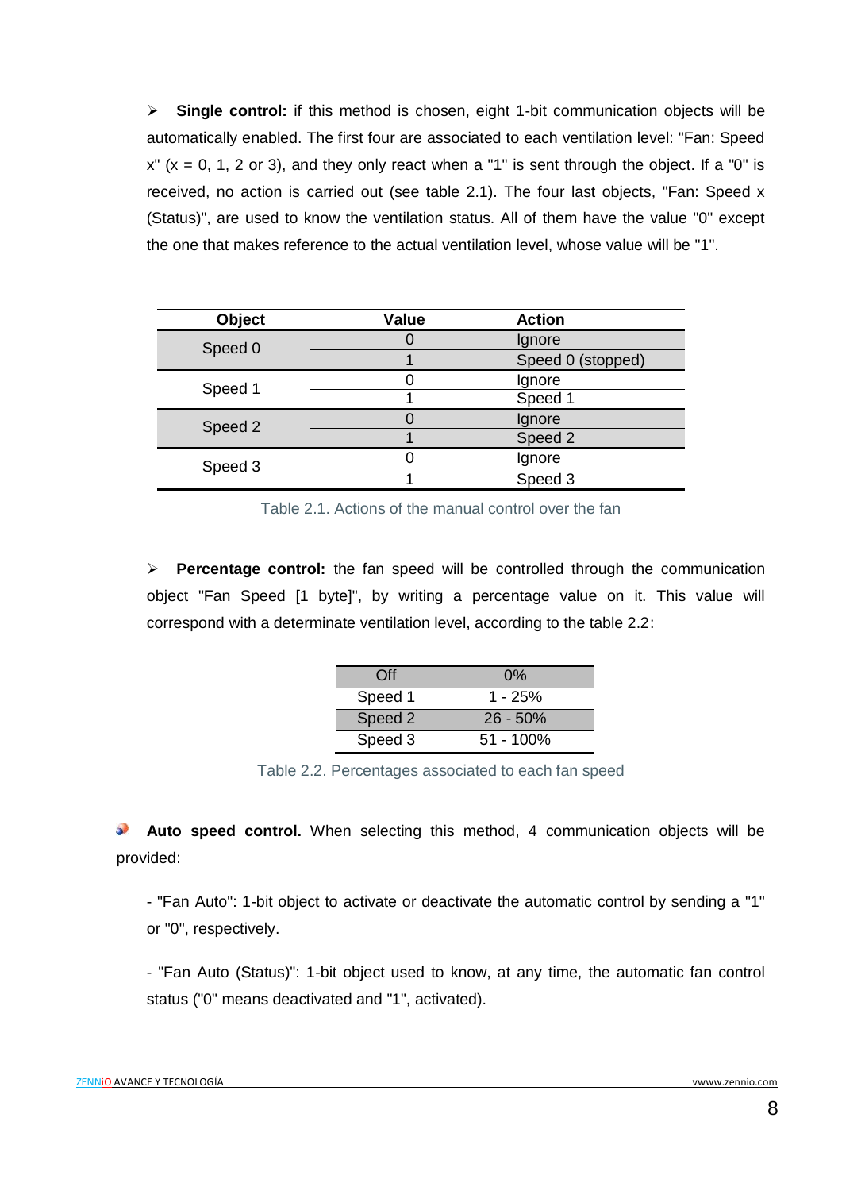- **Single control:** if this method is chosen, eight 1-bit communication objects will be automatically enabled. The first four are associated to each ventilation level: "Fan: Speed x" (x = 0, 1, 2 or 3), and they only react when a "1" is sent through the object. If a "0" is received, no action is carried out (see table 2.1). The four last objects, "Fan: Speed x (Status)", are used to know the ventilation status. All of them have the value "0" except the one that makes reference to the actual ventilation level, whose value will be "1".

| Object | Value | Action |
|---|---|---|
| Speed 0 | 0 | Ignore |
| | 1 | Speed 0 (stopped) |
| Speed 1 | 0 | Ignore |
| | 1 | Speed 1 |
| Speed 2 | 0 | Ignore |
| | 1 | Speed 2 |
| Speed 3 | 0 | Ignore |
| | 1 | Speed 3 |

Table 2.1. Actions of the manual control over the fan

- **Percentage control:** the fan speed will be controlled through the communication object "Fan Speed [1 byte]", by writing a percentage value on it. This value will correspond with a determinate ventilation level, according to the table 2.2:

| Off | 0% |
|---|---|
| Speed 1 | 1 - 25% |
| Speed 2 | 26 - 50% |
| Speed 3 | 51 - 100% |

Table 2.2. Percentages associated to each fan speed

- **Auto speed control.** When selecting this method, 4 communication objects will be provided:

  - "Fan Auto": 1-bit object to activate or deactivate the automatic control by sending a "1" or "0", respectively.

  - "Fan Auto (Status)": 1-bit object used to know, at any time, the automatic fan control status ("0" means deactivated and "1", activated).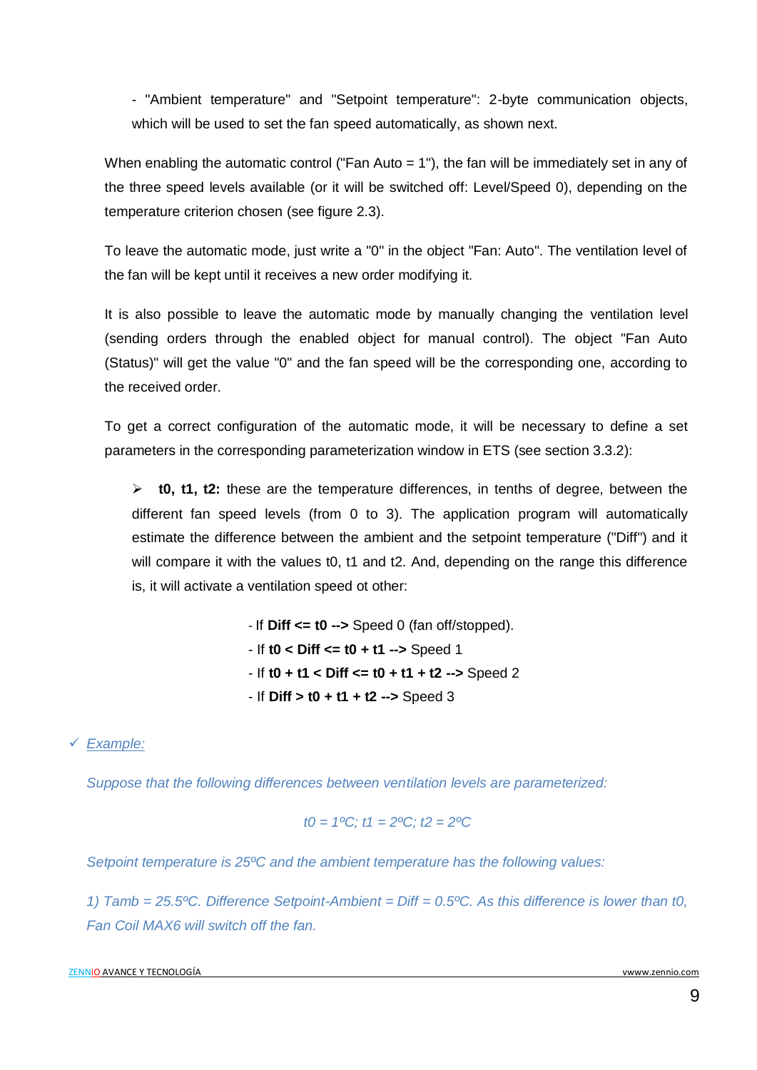- "Ambient temperature" and "Setpoint temperature": 2-byte communication objects, which will be used to set the fan speed automatically, as shown next.

When enabling the automatic control ("Fan Auto = 1"), the fan will be immediately set in any of the three speed levels available (or it will be switched off: Level/Speed 0), depending on the temperature criterion chosen (see figure 2.3).

To leave the automatic mode, just write a "0" in the object "Fan: Auto". The ventilation level of the fan will be kept until it receives a new order modifying it.

It is also possible to leave the automatic mode by manually changing the ventilation level (sending orders through the enabled object for manual control). The object "Fan Auto (Status)" will get the value "0" and the fan speed will be the corresponding one, according to the received order.

To get a correct configuration of the automatic mode, it will be necessary to define a set parameters in the corresponding parameterization window in ETS (see section 3.3.2):

- **t0, t1, t2:** these are the temperature differences, in tenths of degree, between the different fan speed levels (from 0 to 3). The application program will automatically estimate the difference between the ambient and the setpoint temperature ("Diff") and it will compare it with the values t0, t1 and t2. And, depending on the range this difference is, it will activate a ventilation speed ot other:

  - If **Diff <= t0 -->** Speed 0 (fan off/stopped).
  - If **t0 < Diff <= t0 + t1 -->** Speed 1
  - If **t0 + t1 < Diff <= t0 + t1 + t2 -->** Speed 2
  - If **Diff > t0 + t1 + t2 -->** Speed 3

✓ *Example:*

*Suppose that the following differences between ventilation levels are parameterized:*

*t0 = 1ºC; t1 = 2ºC; t2 = 2ºC*

*Setpoint temperature is 25ºC and the ambient temperature has the following values:*

*1) Tamb = 25.5ºC. Difference Setpoint-Ambient = Diff = 0.5ºC. As this difference is lower than t0, Fan Coil MAX6 will switch off the fan.*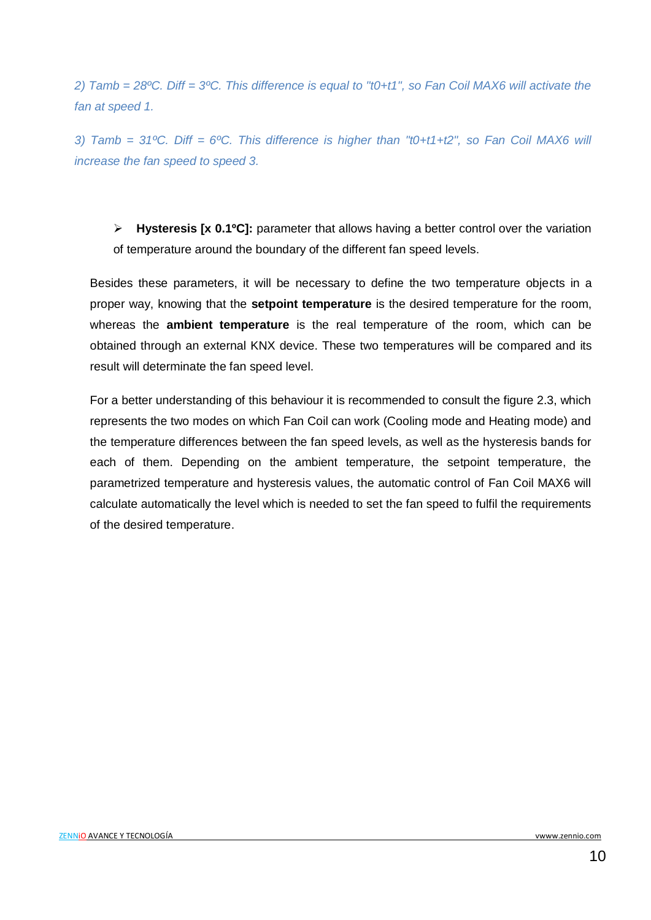*2) Tamb = 28ºC. Diff = 3ºC. This difference is equal to "t0+t1", so Fan Coil MAX6 will activate the fan at speed 1.*

*3) Tamb = 31ºC. Diff = 6ºC. This difference is higher than "t0+t1+t2", so Fan Coil MAX6 will increase the fan speed to speed 3.*

- **Hysteresis [x 0.1ºC]:** parameter that allows having a better control over the variation of temperature around the boundary of the different fan speed levels.

Besides these parameters, it will be necessary to define the two temperature objects in a proper way, knowing that the **setpoint temperature** is the desired temperature for the room, whereas the **ambient temperature** is the real temperature of the room, which can be obtained through an external KNX device. These two temperatures will be compared and its result will determinate the fan speed level.

For a better understanding of this behaviour it is recommended to consult the figure 2.3, which represents the two modes on which Fan Coil can work (Cooling mode and Heating mode) and the temperature differences between the fan speed levels, as well as the hysteresis bands for each of them. Depending on the ambient temperature, the setpoint temperature, the parametrized temperature and hysteresis values, the automatic control of Fan Coil MAX6 will calculate automatically the level which is needed to set the fan speed to fulfil the requirements of the desired temperature.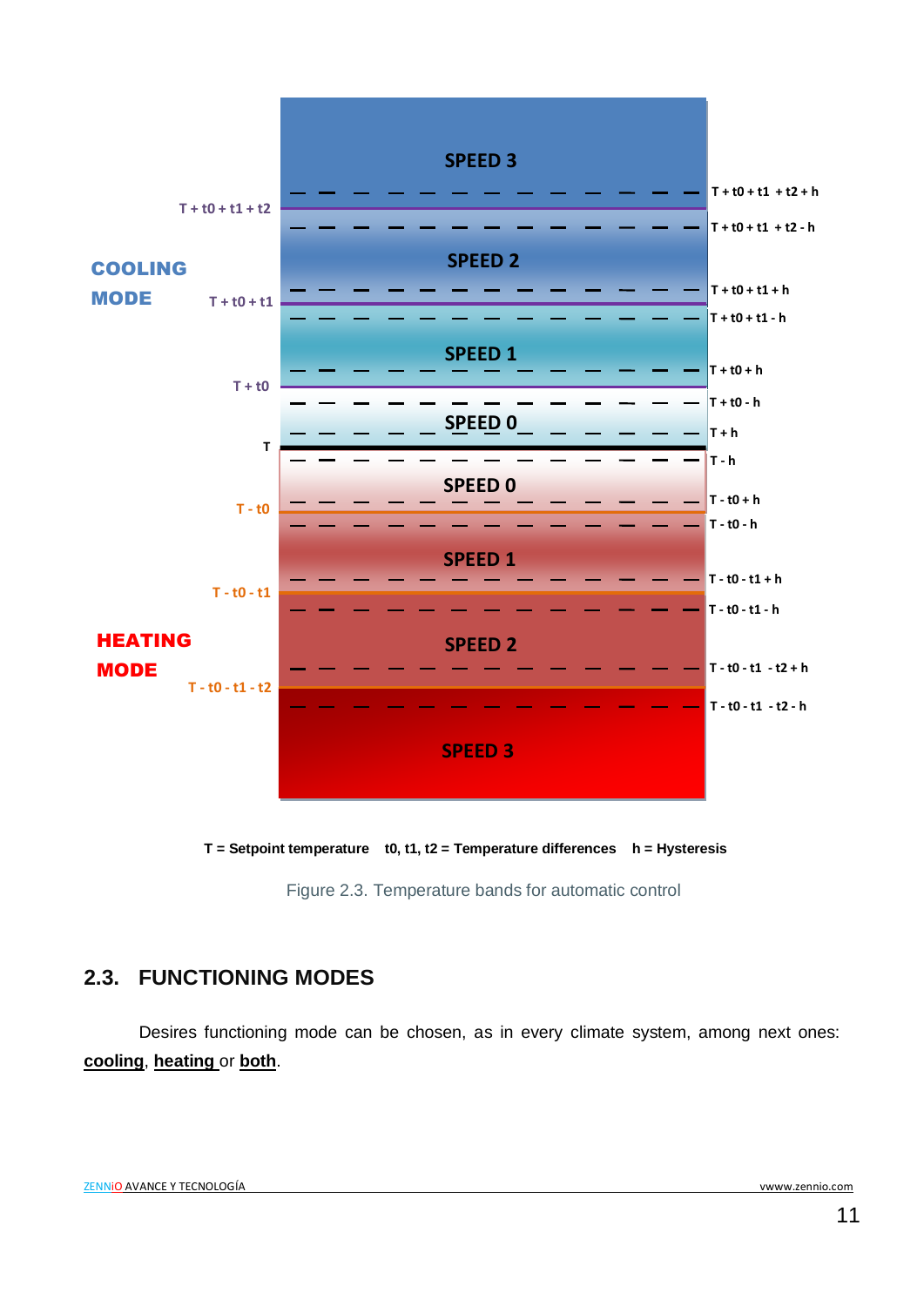COOLING MODE

| | | |
|---|---|---|
| | SPEED 3 | |
| | | T + t0 + t1 + t2 + h |
| T + t0 + t1 + t2 | | |
| | | T + t0 + t1 + t2 - h |
| | SPEED 2 | |
| | | T + t0 + t1 + h |
| T + t0 + t1 | | |
| | | T + t0 + t1 - h |
| | SPEED 1 | |
| | | T + t0 + h |
| T + t0 | | |
| | | T + t0 - h |
| | SPEED 0 | |
| | | T + h |
| T | | |
| | | T - h |
| | SPEED 0 | |
| | | T - t0 + h |
| T - t0 | | |
| | | T - t0 - h |
| | SPEED 1 | |
| | | T - t0 - t1 + h |
| T - t0 - t1 | | |
| | | T - t0 - t1 - h |
| | SPEED 2 | |
| | | T - t0 - t1 - t2 + h |
| T - t0 - t1 - t2 | | |
| | | T - t0 - t1 - t2 - h |
| | SPEED 3 | |

HEATING MODE

**T = Setpoint temperature t0, t1, t2 = Temperature differences h = Hysteresis**

Figure 2.3. Temperature bands for automatic control

## 2.3. FUNCTIONING MODES

Desires functioning mode can be chosen, as in every climate system, among next ones: **cooling**, **heating** or **both**.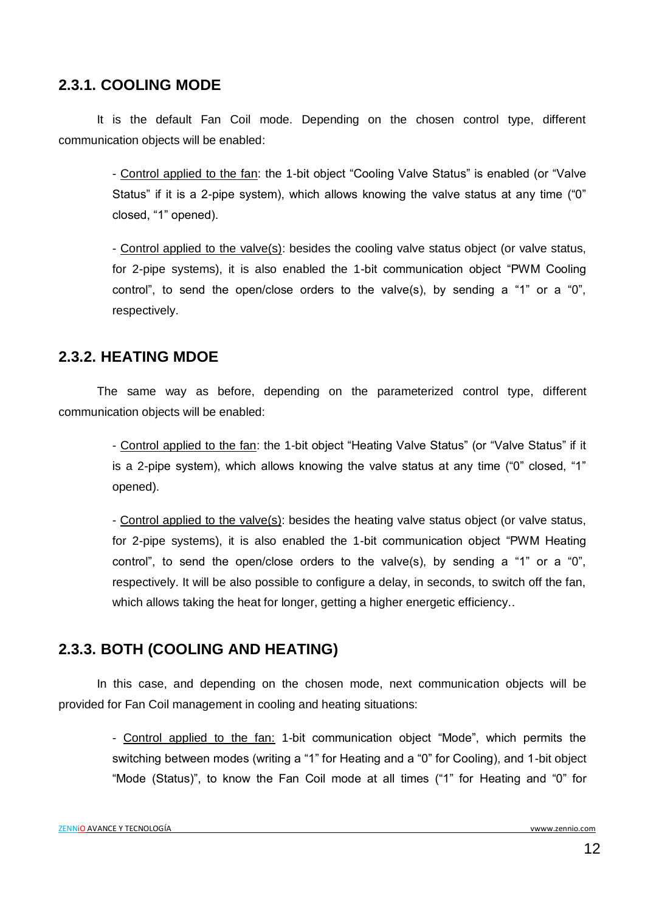### 2.3.1. COOLING MODE

It is the default Fan Coil mode. Depending on the chosen control type, different communication objects will be enabled:

- Control applied to the fan: the 1-bit object "Cooling Valve Status" is enabled (or "Valve Status" if it is a 2-pipe system), which allows knowing the valve status at any time ("0" closed, "1" opened).

- Control applied to the valve(s): besides the cooling valve status object (or valve status, for 2-pipe systems), it is also enabled the 1-bit communication object "PWM Cooling control", to send the open/close orders to the valve(s), by sending a "1" or a "0", respectively.

### 2.3.2. HEATING MDOE

The same way as before, depending on the parameterized control type, different communication objects will be enabled:

- Control applied to the fan: the 1-bit object "Heating Valve Status" (or "Valve Status" if it is a 2-pipe system), which allows knowing the valve status at any time ("0" closed, "1" opened).

- Control applied to the valve(s): besides the heating valve status object (or valve status, for 2-pipe systems), it is also enabled the 1-bit communication object "PWM Heating control", to send the open/close orders to the valve(s), by sending a "1" or a "0", respectively. It will be also possible to configure a delay, in seconds, to switch off the fan, which allows taking the heat for longer, getting a higher energetic efficiency..

### 2.3.3. BOTH (COOLING AND HEATING)

In this case, and depending on the chosen mode, next communication objects will be provided for Fan Coil management in cooling and heating situations:

- Control applied to the fan: 1-bit communication object "Mode", which permits the switching between modes (writing a "1" for Heating and a "0" for Cooling), and 1-bit object "Mode (Status)", to know the Fan Coil mode at all times ("1" for Heating and "0" for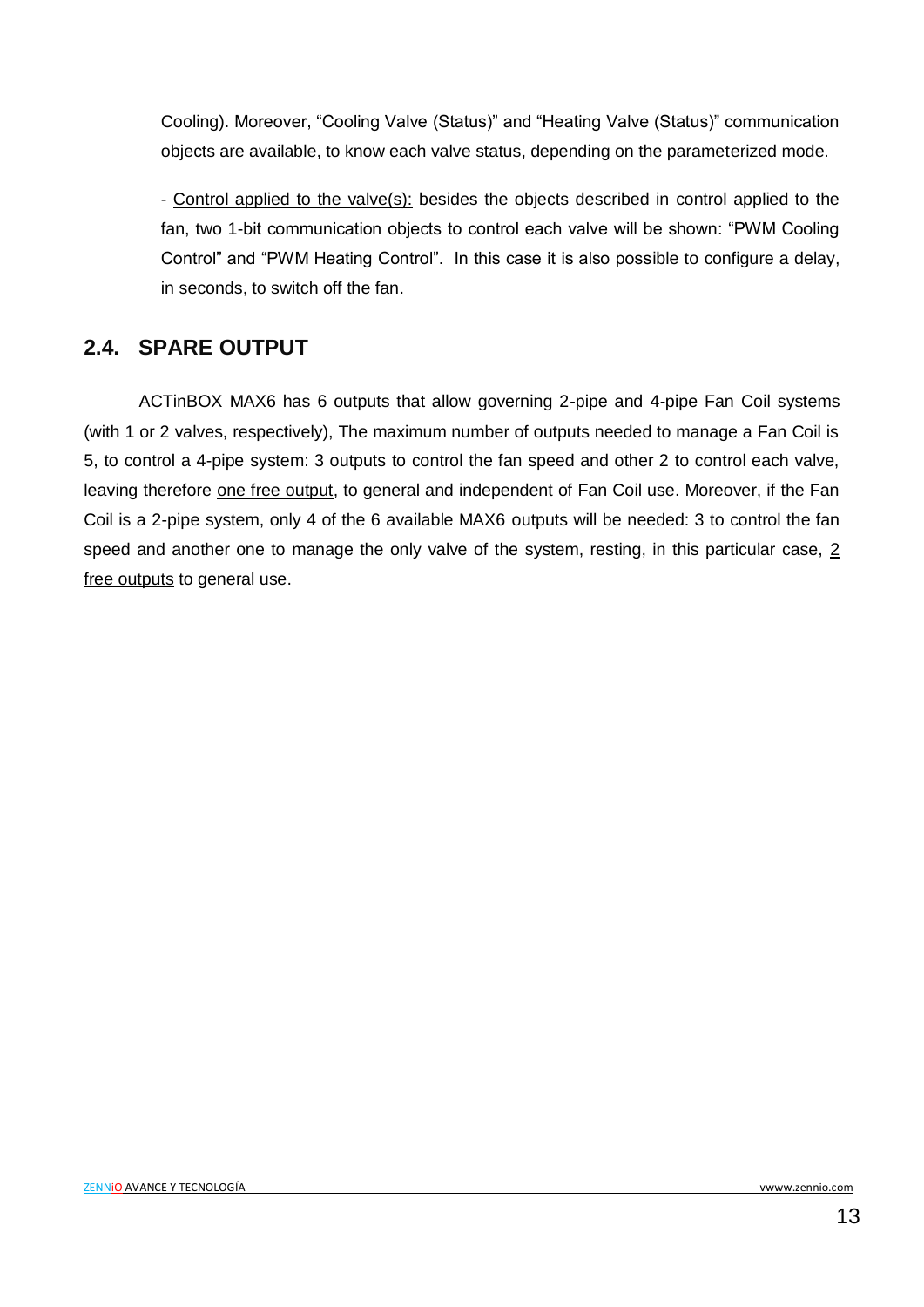Cooling). Moreover, “Cooling Valve (Status)” and “Heating Valve (Status)” communication objects are available, to know each valve status, depending on the parameterized mode.

- Control applied to the valve(s): besides the objects described in control applied to the fan, two 1-bit communication objects to control each valve will be shown: “PWM Cooling Control” and “PWM Heating Control”. In this case it is also possible to configure a delay, in seconds, to switch off the fan.

## 2.4. SPARE OUTPUT

ACTinBOX MAX6 has 6 outputs that allow governing 2-pipe and 4-pipe Fan Coil systems (with 1 or 2 valves, respectively), The maximum number of outputs needed to manage a Fan Coil is 5, to control a 4-pipe system: 3 outputs to control the fan speed and other 2 to control each valve, leaving therefore one free output, to general and independent of Fan Coil use. Moreover, if the Fan Coil is a 2-pipe system, only 4 of the 6 available MAX6 outputs will be needed: 3 to control the fan speed and another one to manage the only valve of the system, resting, in this particular case, 2 free outputs to general use.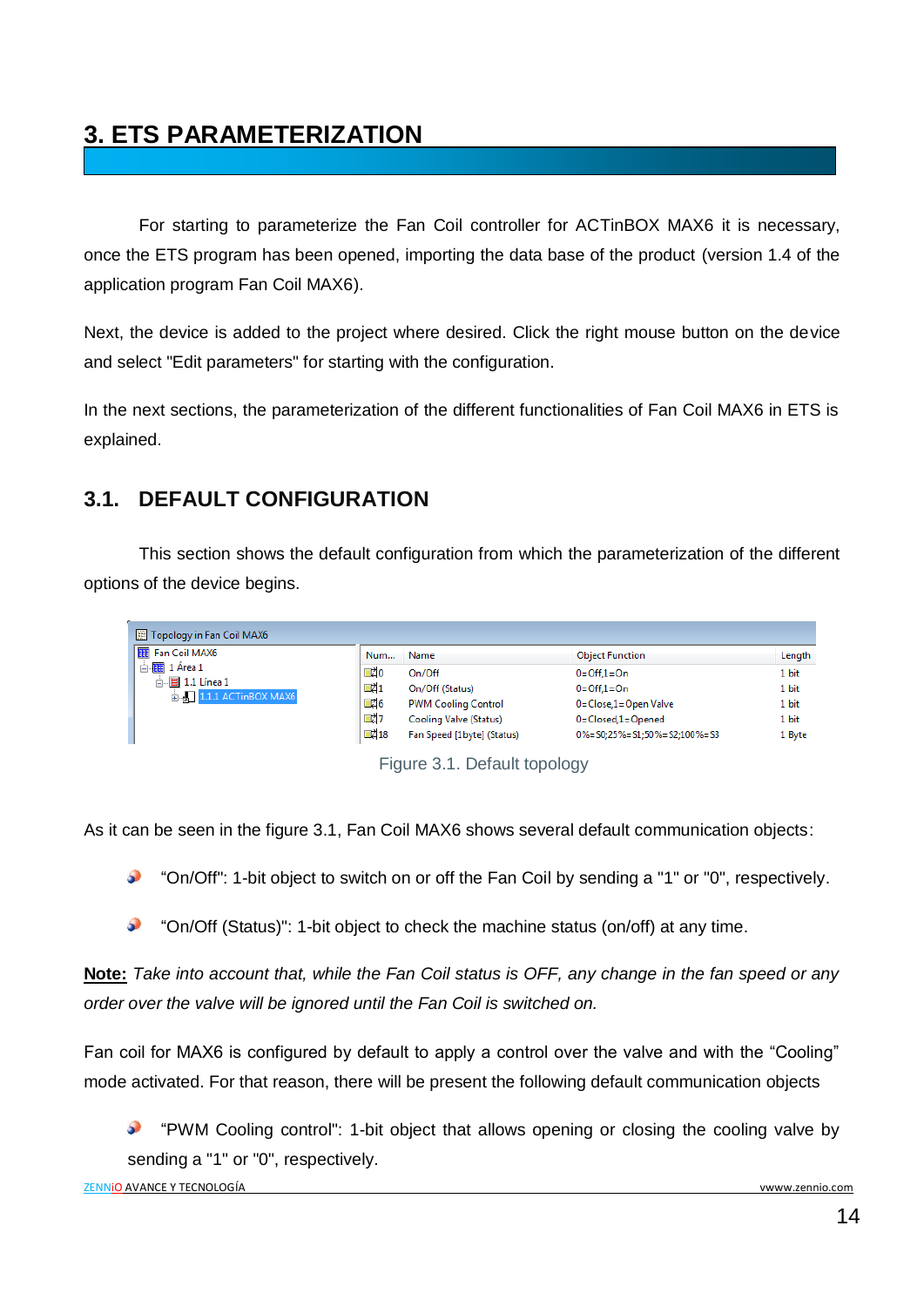# 3. ETS PARAMETERIZATION

For starting to parameterize the Fan Coil controller for ACTinBOX MAX6 it is necessary, once the ETS program has been opened, importing the data base of the product (version 1.4 of the application program Fan Coil MAX6).

Next, the device is added to the project where desired. Click the right mouse button on the device and select "Edit parameters" for starting with the configuration.

In the next sections, the parameterization of the different functionalities of Fan Coil MAX6 in ETS is explained.

## 3.1. DEFAULT CONFIGURATION

This section shows the default configuration from which the parameterization of the different options of the device begins.

Topology in Fan Coil MAX6

- Fan Coil MAX6
  - 1 Área 1
    - 1.1 Línea 1
      - 1.1.1 ACTinBOX MAX6

| Num... | Name | Object Function | Length |
|---|---|---|---|
| 0 | On/Off | 0=Off,1=On | 1 bit |
| 1 | On/Off (Status) | 0=Off,1=On | 1 bit |
| 6 | PWM Cooling Control | 0=Close,1=Open Valve | 1 bit |
| 7 | Cooling Valve (Status) | 0=Closed,1=Opened | 1 bit |
| 18 | Fan Speed [1byte] (Status) | 0%=S0;25%=S1;50%=S2;100%=S3 | 1 Byte |

Figure 3.1. Default topology

As it can be seen in the figure 3.1, Fan Coil MAX6 shows several default communication objects:

- "On/Off": 1-bit object to switch on or off the Fan Coil by sending a "1" or "0", respectively.
- "On/Off (Status)": 1-bit object to check the machine status (on/off) at any time.

**Note:** *Take into account that, while the Fan Coil status is OFF, any change in the fan speed or any order over the valve will be ignored until the Fan Coil is switched on.*

Fan coil for MAX6 is configured by default to apply a control over the valve and with the "Cooling" mode activated. For that reason, there will be present the following default communication objects

- "PWM Cooling control": 1-bit object that allows opening or closing the cooling valve by sending a "1" or "0", respectively.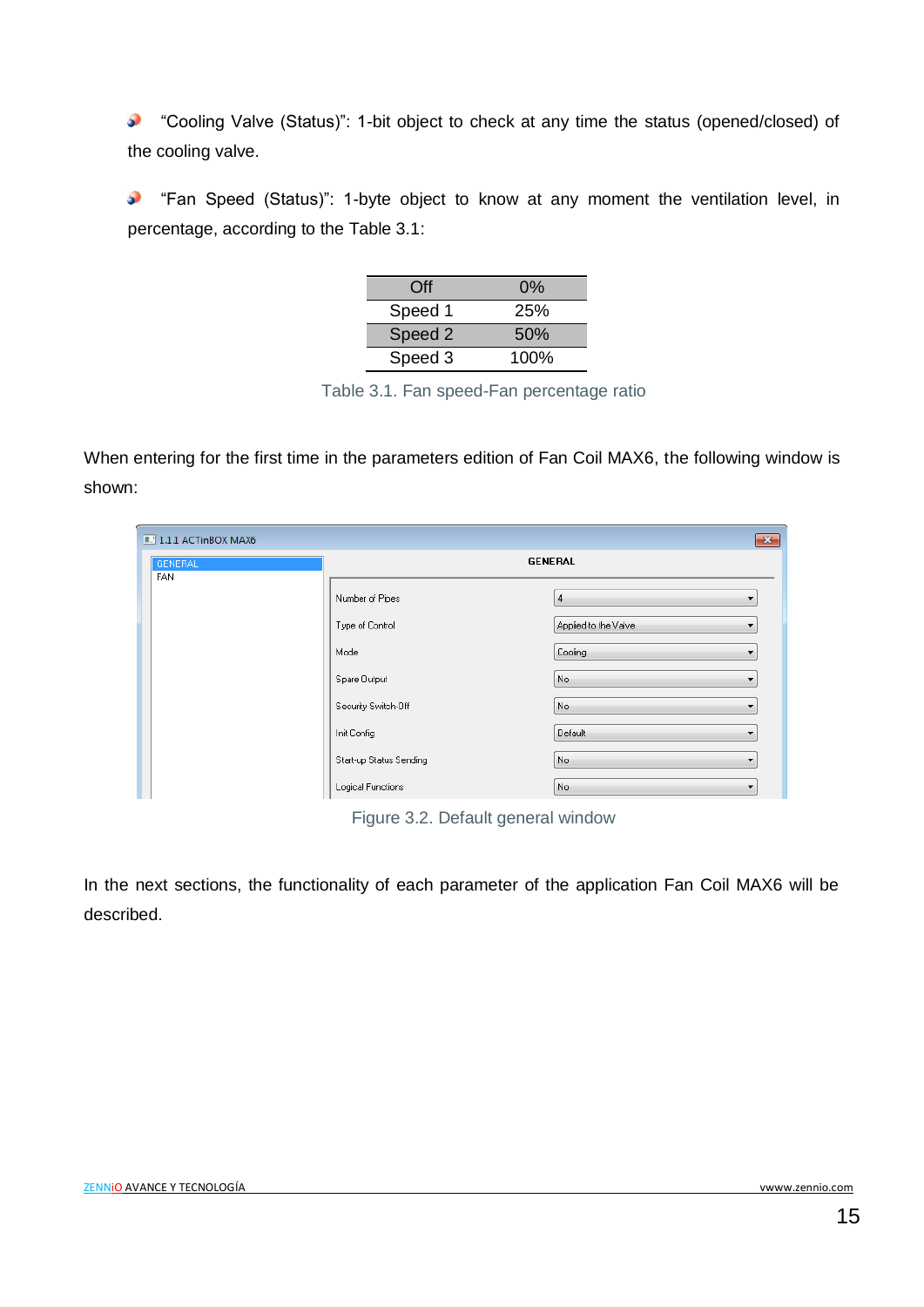- "Cooling Valve (Status)": 1-bit object to check at any time the status (opened/closed) of the cooling valve.

- "Fan Speed (Status)": 1-byte object to know at any moment the ventilation level, in percentage, according to the Table 3.1:

| Off | 0% |
|---|---|
| Speed 1 | 25% |
| Speed 2 | 50% |
| Speed 3 | 100% |

Table 3.1. Fan speed-Fan percentage ratio

When entering for the first time in the parameters edition of Fan Coil MAX6, the following window is shown:

Figure 3.2. Default general window

In the next sections, the functionality of each parameter of the application Fan Coil MAX6 will be described.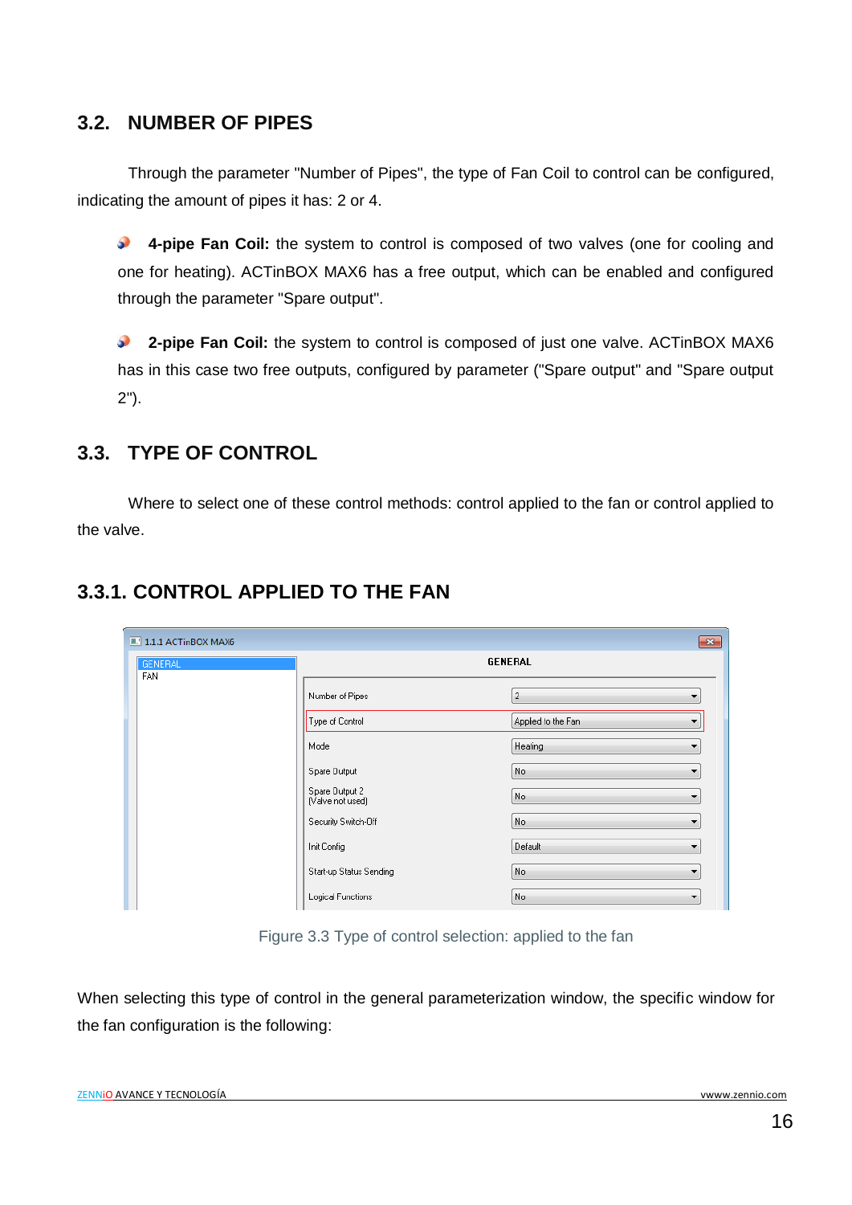## 3.2. NUMBER OF PIPES

Through the parameter "Number of Pipes", the type of Fan Coil to control can be configured, indicating the amount of pipes it has: 2 or 4.

- **4-pipe Fan Coil:** the system to control is composed of two valves (one for cooling and one for heating). ACTinBOX MAX6 has a free output, which can be enabled and configured through the parameter "Spare output".

- **2-pipe Fan Coil:** the system to control is composed of just one valve. ACTinBOX MAX6 has in this case two free outputs, configured by parameter ("Spare output" and "Spare output 2").

## 3.3. TYPE OF CONTROL

Where to select one of these control methods: control applied to the fan or control applied to the valve.

### 3.3.1. CONTROL APPLIED TO THE FAN

Figure 3.3 Type of control selection: applied to the fan

When selecting this type of control in the general parameterization window, the specific window for the fan configuration is the following: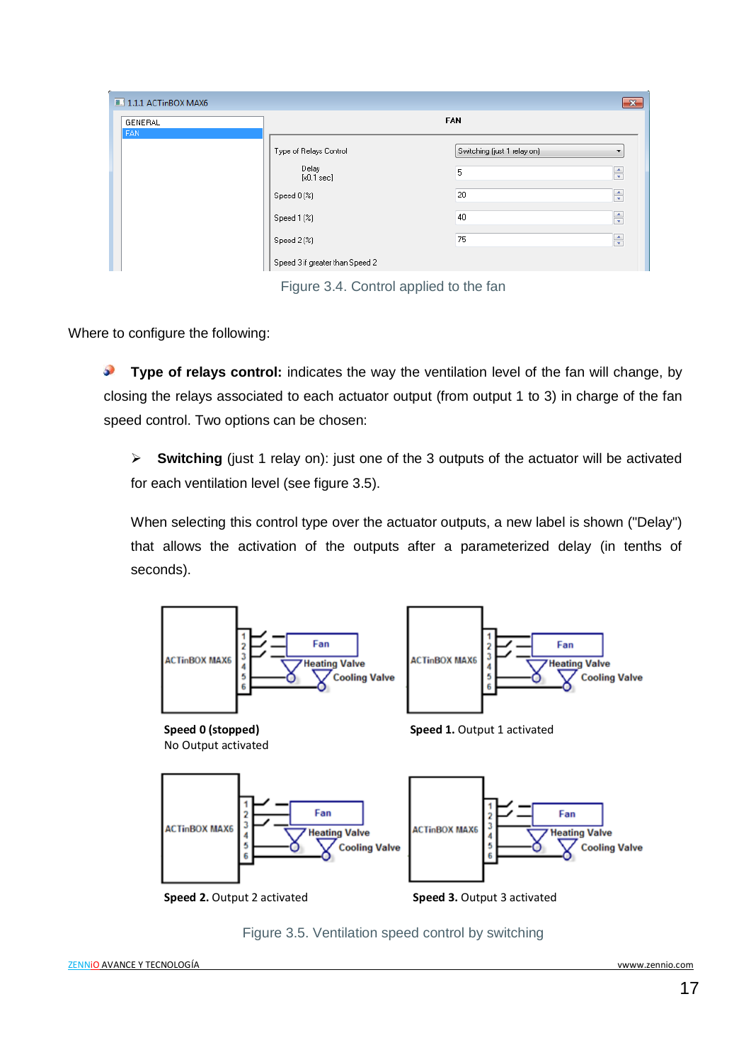Figure 3.4. Control applied to the fan

Where to configure the following:

- **Type of relays control:** indicates the way the ventilation level of the fan will change, by closing the relays associated to each actuator output (from output 1 to 3) in charge of the fan speed control. Two options can be chosen:

  - **Switching** (just 1 relay on): just one of the 3 outputs of the actuator will be activated for each ventilation level (see figure 3.5).

    When selecting this control type over the actuator outputs, a new label is shown ("Delay") that allows the activation of the outputs after a parameterized delay (in tenths of seconds).

Figure 3.5. Ventilation speed control by switching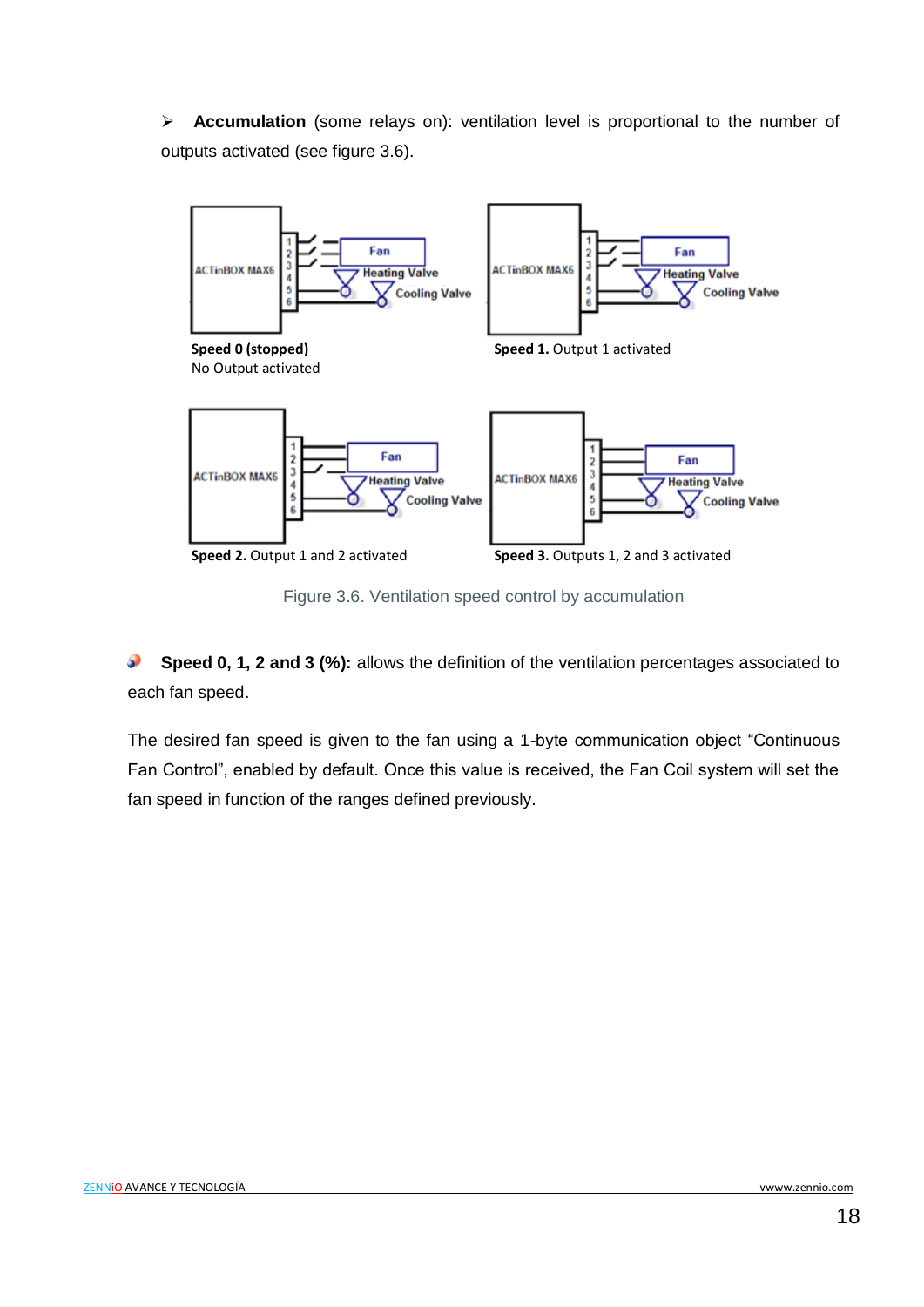- **Accumulation** (some relays on): ventilation level is proportional to the number of outputs activated (see figure 3.6).

**Speed 0 (stopped)**
No Output activated

**Speed 1.** Output 1 activated

**Speed 2.** Output 1 and 2 activated

**Speed 3.** Outputs 1, 2 and 3 activated

Figure 3.6. Ventilation speed control by accumulation

- **Speed 0, 1, 2 and 3 (%):** allows the definition of the ventilation percentages associated to each fan speed.

The desired fan speed is given to the fan using a 1-byte communication object "Continuous Fan Control", enabled by default. Once this value is received, the Fan Coil system will set the fan speed in function of the ranges defined previously.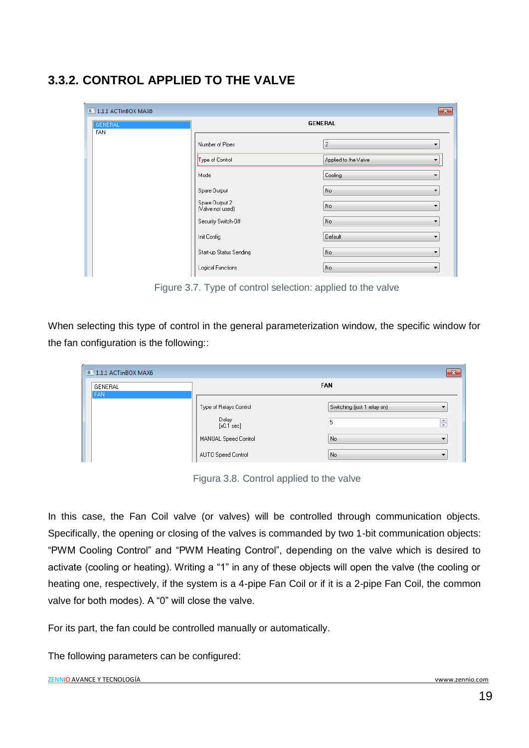### 3.3.2. CONTROL APPLIED TO THE VALVE

Figure 3.7. Type of control selection: applied to the valve

When selecting this type of control in the general parameterization window, the specific window for the fan configuration is the following::

Figura 3.8. Control applied to the valve

In this case, the Fan Coil valve (or valves) will be controlled through communication objects. Specifically, the opening or closing of the valves is commanded by two 1-bit communication objects: “PWM Cooling Control” and “PWM Heating Control”, depending on the valve which is desired to activate (cooling or heating). Writing a “1” in any of these objects will open the valve (the cooling or heating one, respectively, if the system is a 4-pipe Fan Coil or if it is a 2-pipe Fan Coil, the common valve for both modes). A “0” will close the valve.

For its part, the fan could be controlled manually or automatically.

The following parameters can be configured: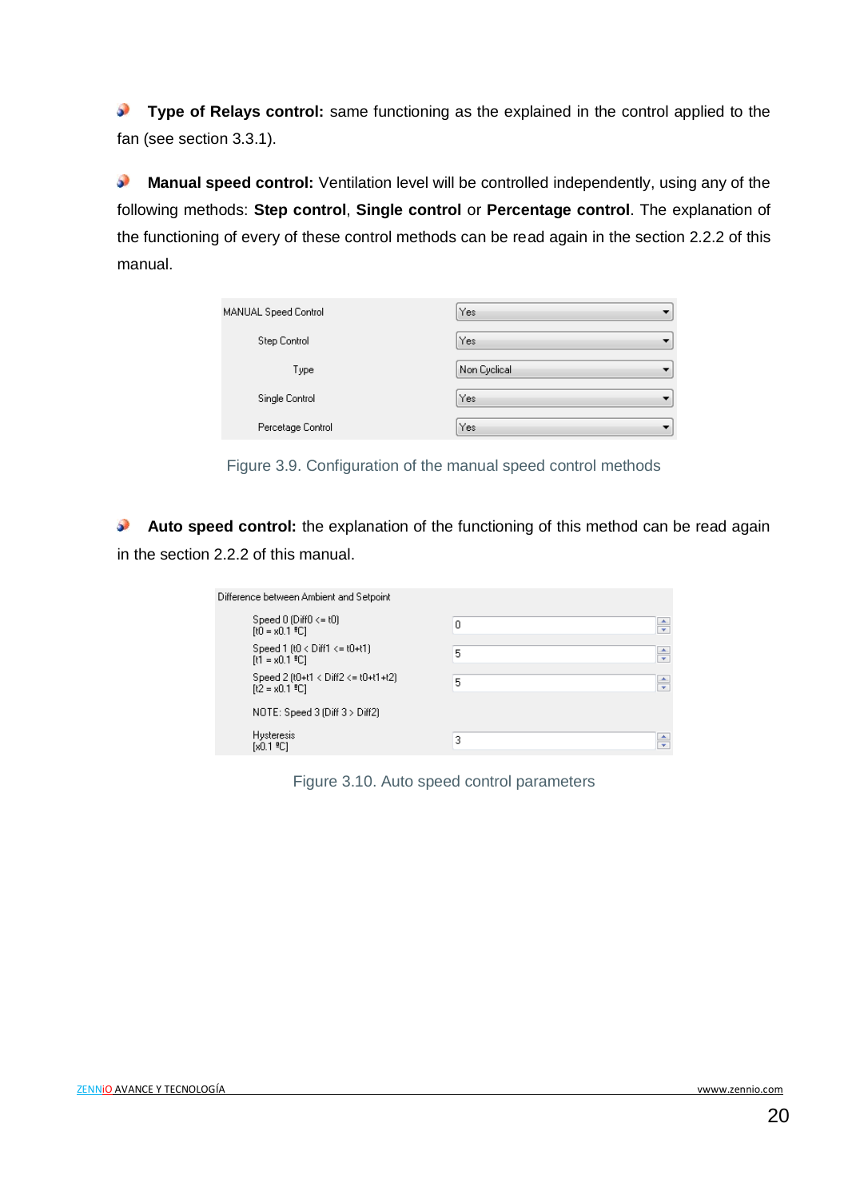- **Type of Relays control:** same functioning as the explained in the control applied to the fan (see section 3.3.1).

- **Manual speed control:** Ventilation level will be controlled independently, using any of the following methods: **Step control**, **Single control** or **Percentage control**. The explanation of the functioning of every of these control methods can be read again in the section 2.2.2 of this manual.

| | |
|---|---|
| MANUAL Speed Control | Yes |
| Step Control | Yes |
| Type | Non Cyclical |
| Single Control | Yes |
| Percetage Control | Yes |

Figure 3.9. Configuration of the manual speed control methods

- **Auto speed control:** the explanation of the functioning of this method can be read again in the section 2.2.2 of this manual.

| Difference between Ambient and Setpoint | |
|---|---|
| Speed 0 (Diff0 <= t0) [t0 = x0.1 ºC] | 0 |
| Speed 1 (t0 < Diff1 <= t0+t1) [t1 = x0.1 ºC] | 5 |
| Speed 2 (t0+t1 < Diff2 <= t0+t1+t2) [t2 = x0.1 ºC] | 5 |
| NOTE: Speed 3 (Diff 3 > Diff2) | |
| Hysteresis [x0.1 ºC] | 3 |

Figure 3.10. Auto speed control parameters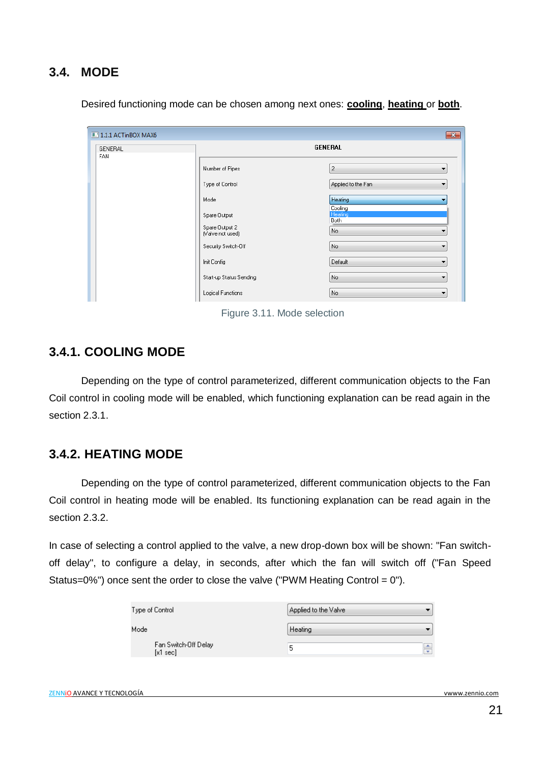## 3.4. MODE

Desired functioning mode can be chosen among next ones: **cooling**, **heating** or **both**.

Figure 3.11. Mode selection

### 3.4.1. COOLING MODE

Depending on the type of control parameterized, different communication objects to the Fan Coil control in cooling mode will be enabled, which functioning explanation can be read again in the section 2.3.1.

### 3.4.2. HEATING MODE

Depending on the type of control parameterized, different communication objects to the Fan Coil control in heating mode will be enabled. Its functioning explanation can be read again in the section 2.3.2.

In case of selecting a control applied to the valve, a new drop-down box will be shown: "Fan switch-off delay", to configure a delay, in seconds, after which the fan will switch off ("Fan Speed Status=0%") once sent the order to close the valve ("PWM Heating Control = 0").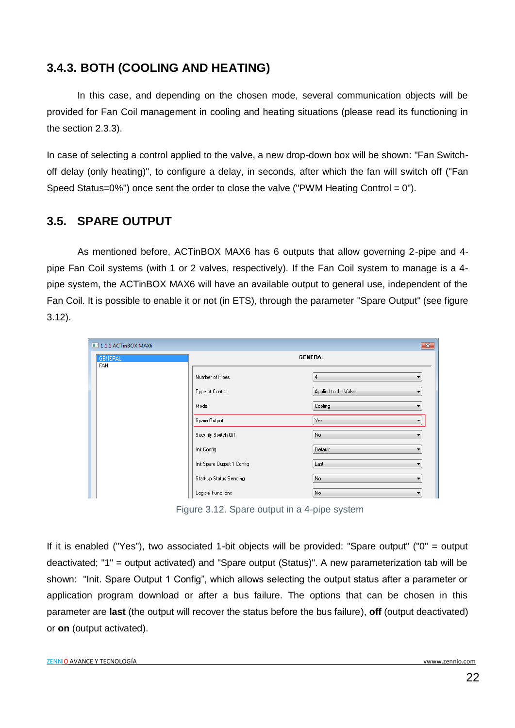### 3.4.3. BOTH (COOLING AND HEATING)

In this case, and depending on the chosen mode, several communication objects will be provided for Fan Coil management in cooling and heating situations (please read its functioning in the section 2.3.3).

In case of selecting a control applied to the valve, a new drop-down box will be shown: "Fan Switch-off delay (only heating)", to configure a delay, in seconds, after which the fan will switch off ("Fan Speed Status=0%") once sent the order to close the valve ("PWM Heating Control = 0").

## 3.5. SPARE OUTPUT

As mentioned before, ACTinBOX MAX6 has 6 outputs that allow governing 2-pipe and 4-pipe Fan Coil systems (with 1 or 2 valves, respectively). If the Fan Coil system to manage is a 4-pipe system, the ACTinBOX MAX6 will have an available output to general use, independent of the Fan Coil. It is possible to enable it or not (in ETS), through the parameter "Spare Output" (see figure 3.12).

Figure 3.12. Spare output in a 4-pipe system

If it is enabled ("Yes"), two associated 1-bit objects will be provided: "Spare output" ("0" = output deactivated; "1" = output activated) and "Spare output (Status)". A new parameterization tab will be shown: "Init. Spare Output 1 Config", which allows selecting the output status after a parameter or application program download or after a bus failure. The options that can be chosen in this parameter are **last** (the output will recover the status before the bus failure), **off** (output deactivated) or **on** (output activated).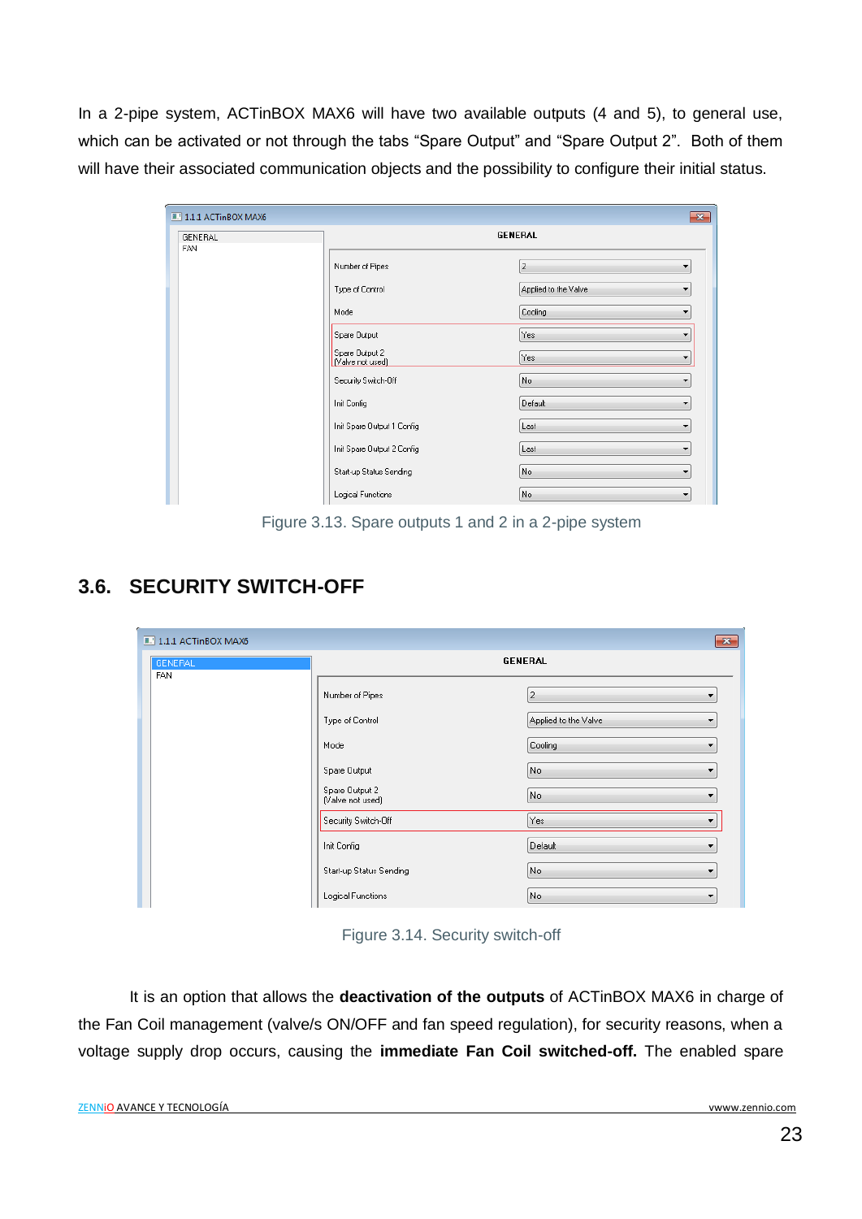In a 2-pipe system, ACTinBOX MAX6 will have two available outputs (4 and 5), to general use, which can be activated or not through the tabs "Spare Output" and "Spare Output 2". Both of them will have their associated communication objects and the possibility to configure their initial status.

Figure 3.13. Spare outputs 1 and 2 in a 2-pipe system

## 3.6. SECURITY SWITCH-OFF

Figure 3.14. Security switch-off

It is an option that allows the **deactivation of the outputs** of ACTinBOX MAX6 in charge of the Fan Coil management (valve/s ON/OFF and fan speed regulation), for security reasons, when a voltage supply drop occurs, causing the **immediate Fan Coil switched-off.** The enabled spare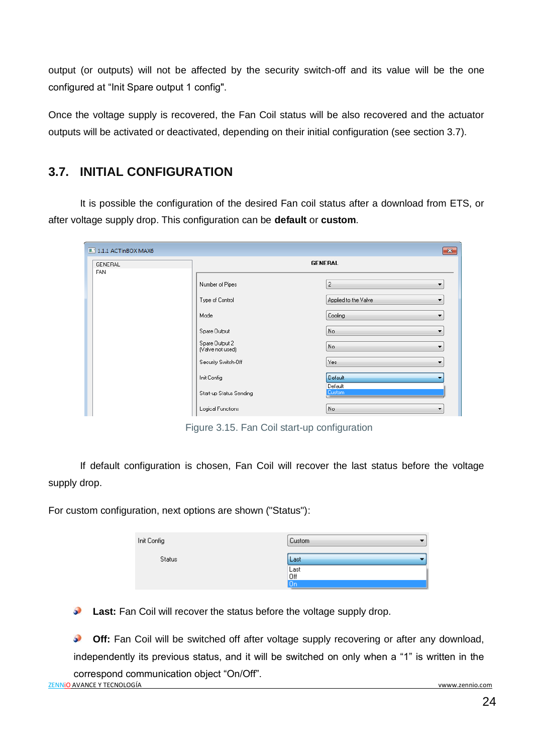output (or outputs) will not be affected by the security switch-off and its value will be the one configured at "Init Spare output 1 config".

Once the voltage supply is recovered, the Fan Coil status will be also recovered and the actuator outputs will be activated or deactivated, depending on their initial configuration (see section 3.7).

## 3.7. INITIAL CONFIGURATION

It is possible the configuration of the desired Fan coil status after a download from ETS, or after voltage supply drop. This configuration can be **default** or **custom**.

Figure 3.15. Fan Coil start-up configuration

If default configuration is chosen, Fan Coil will recover the last status before the voltage supply drop.

For custom configuration, next options are shown ("Status"):

- **Last:** Fan Coil will recover the status before the voltage supply drop.
- **Off:** Fan Coil will be switched off after voltage supply recovering or after any download, independently its previous status, and it will be switched on only when a "1" is written in the correspond communication object "On/Off".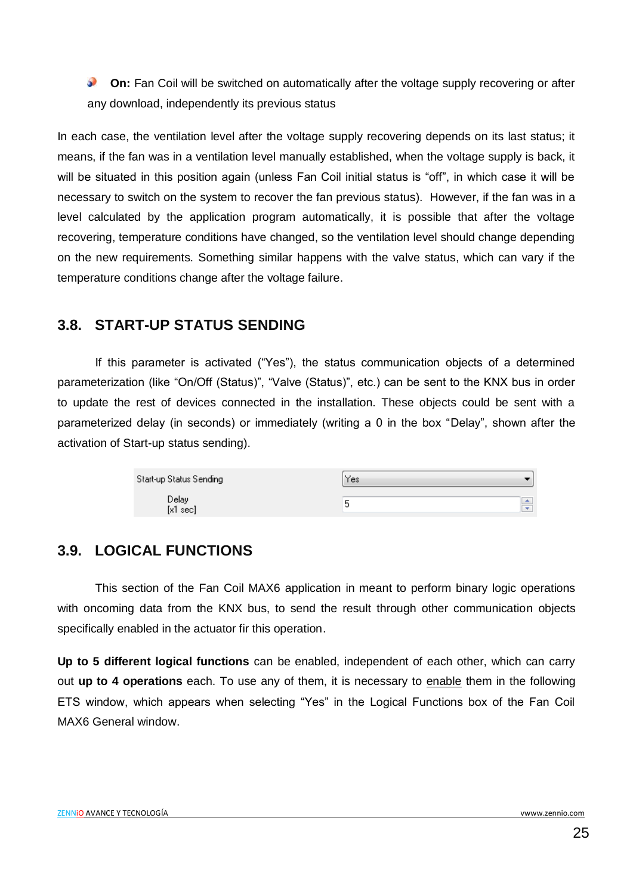- **On:** Fan Coil will be switched on automatically after the voltage supply recovering or after any download, independently its previous status

In each case, the ventilation level after the voltage supply recovering depends on its last status; it means, if the fan was in a ventilation level manually established, when the voltage supply is back, it will be situated in this position again (unless Fan Coil initial status is "off", in which case it will be necessary to switch on the system to recover the fan previous status). However, if the fan was in a level calculated by the application program automatically, it is possible that after the voltage recovering, temperature conditions have changed, so the ventilation level should change depending on the new requirements. Something similar happens with the valve status, which can vary if the temperature conditions change after the voltage failure.

## 3.8. START-UP STATUS SENDING

If this parameter is activated ("Yes"), the status communication objects of a determined parameterization (like "On/Off (Status)", "Valve (Status)", etc.) can be sent to the KNX bus in order to update the rest of devices connected in the installation. These objects could be sent with a parameterized delay (in seconds) or immediately (writing a 0 in the box "Delay", shown after the activation of Start-up status sending).

| Start-up Status Sending | Yes |
|---|---|
| Delay [x1 sec] | 5 |

## 3.9. LOGICAL FUNCTIONS

This section of the Fan Coil MAX6 application in meant to perform binary logic operations with oncoming data from the KNX bus, to send the result through other communication objects specifically enabled in the actuator fir this operation.

**Up to 5 different logical functions** can be enabled, independent of each other, which can carry out **up to 4 operations** each. To use any of them, it is necessary to enable them in the following ETS window, which appears when selecting "Yes" in the Logical Functions box of the Fan Coil MAX6 General window.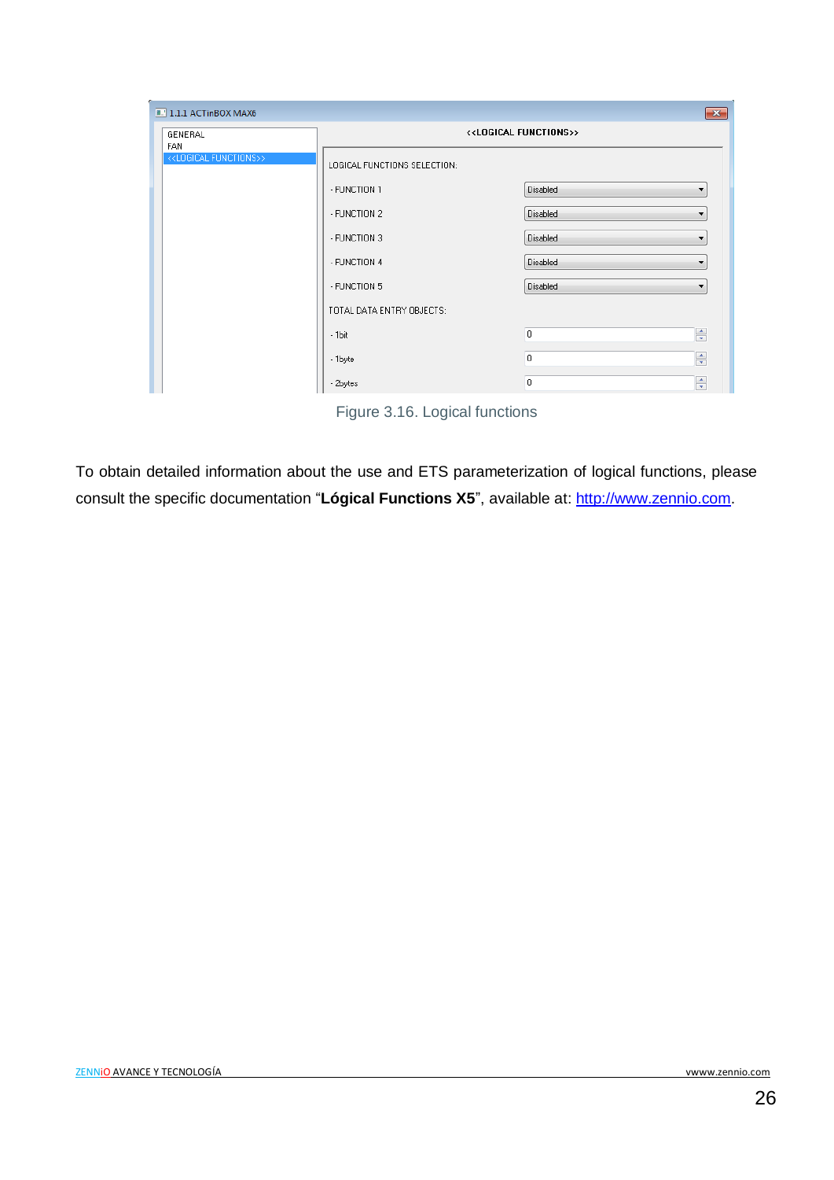Figure 3.16. Logical functions

To obtain detailed information about the use and ETS parameterization of logical functions, please consult the specific documentation “**Lógical Functions X5**”, available at: [http://www.zennio.com](http://www.zennio.com).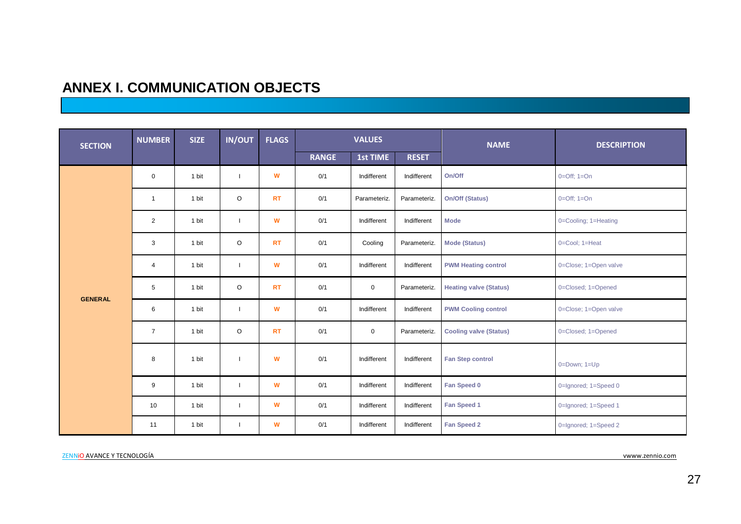# ANNEX I. COMMUNICATION OBJECTS

| SECTION | NUMBER | SIZE | IN/OUT | FLAGS | VALUES | | | NAME | DESCRIPTION |
|---|---|---|---|---|---|---|---|---|---|
| | | | | | RANGE | 1st TIME | RESET | | |
| GENERAL | 0 | 1 bit | I | W | 0/1 | Indifferent | Indifferent | **On/Off** | 0=Off; 1=On |
| | 1 | 1 bit | O | RT | 0/1 | Parameteriz. | Parameteriz. | **On/Off (Status)** | 0=Off; 1=On |
| | 2 | 1 bit | I | W | 0/1 | Indifferent | Indifferent | **Mode** | 0=Cooling; 1=Heating |
| | 3 | 1 bit | O | RT | 0/1 | Cooling | Parameteriz. | **Mode (Status)** | 0=Cool; 1=Heat |
| | 4 | 1 bit | I | W | 0/1 | Indifferent | Indifferent | **PWM Heating control** | 0=Close; 1=Open valve |
| | 5 | 1 bit | O | RT | 0/1 | 0 | Parameteriz. | **Heating valve (Status)** | 0=Closed; 1=Opened |
| | 6 | 1 bit | I | W | 0/1 | Indifferent | Indifferent | **PWM Cooling control** | 0=Close; 1=Open valve |
| | 7 | 1 bit | O | RT | 0/1 | 0 | Parameteriz. | **Cooling valve (Status)** | 0=Closed; 1=Opened |
| | 8 | 1 bit | I | W | 0/1 | Indifferent | Indifferent | **Fan Step control** | 0=Down; 1=Up |
| | 9 | 1 bit | I | W | 0/1 | Indifferent | Indifferent | **Fan Speed 0** | 0=Ignored; 1=Speed 0 |
| | 10 | 1 bit | I | W | 0/1 | Indifferent | Indifferent | **Fan Speed 1** | 0=Ignored; 1=Speed 1 |
| | 11 | 1 bit | I | W | 0/1 | Indifferent | Indifferent | **Fan Speed 2** | 0=Ignored; 1=Speed 2 |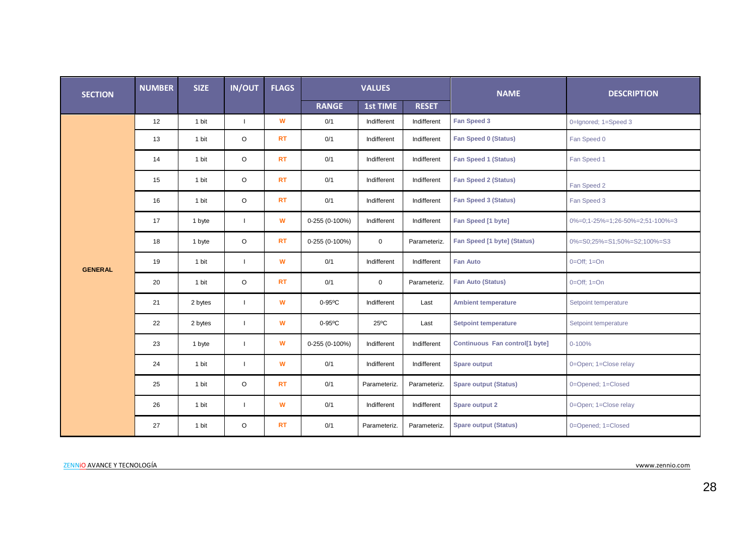| SECTION | NUMBER | SIZE | IN/OUT | FLAGS | VALUES | | | NAME | DESCRIPTION |
|---|---|---|---|---|---|---|---|---|---|
| | | | | | RANGE | 1st TIME | RESET | | |
| GENERAL | 12 | 1 bit | I | W | 0/1 | Indifferent | Indifferent | Fan Speed 3 | 0=Ignored; 1=Speed 3 |
| | 13 | 1 bit | O | RT | 0/1 | Indifferent | Indifferent | Fan Speed 0 (Status) | Fan Speed 0 |
| | 14 | 1 bit | O | RT | 0/1 | Indifferent | Indifferent | Fan Speed 1 (Status) | Fan Speed 1 |
| | 15 | 1 bit | O | RT | 0/1 | Indifferent | Indifferent | Fan Speed 2 (Status) | Fan Speed 2 |
| | 16 | 1 bit | O | RT | 0/1 | Indifferent | Indifferent | Fan Speed 3 (Status) | Fan Speed 3 |
| | 17 | 1 byte | I | W | 0-255 (0-100%) | Indifferent | Indifferent | Fan Speed [1 byte] | 0%=0;1-25%=1;26-50%=2;51-100%=3 |
| | 18 | 1 byte | O | RT | 0-255 (0-100%) | 0 | Parameteriz. | Fan Speed [1 byte] (Status) | 0%=S0;25%=S1;50%=S2;100%=S3 |
| | 19 | 1 bit | I | W | 0/1 | Indifferent | Indifferent | Fan Auto | 0=Off; 1=On |
| | 20 | 1 bit | O | RT | 0/1 | 0 | Parameteriz. | Fan Auto (Status) | 0=Off; 1=On |
| | 21 | 2 bytes | I | W | 0-95ºC | Indifferent | Last | Ambient temperature | Setpoint temperature |
| | 22 | 2 bytes | I | W | 0-95ºC | 25ºC | Last | Setpoint temperature | Setpoint temperature |
| | 23 | 1 byte | I | W | 0-255 (0-100%) | Indifferent | Indifferent | Continuous Fan control[1 byte] | 0-100% |
| | 24 | 1 bit | I | W | 0/1 | Indifferent | Indifferent | Spare output | 0=Open; 1=Close relay |
| | 25 | 1 bit | O | RT | 0/1 | Parameteriz. | Parameteriz. | Spare output (Status) | 0=Opened; 1=Closed |
| | 26 | 1 bit | I | W | 0/1 | Indifferent | Indifferent | Spare output 2 | 0=Open; 1=Close relay |
| | 27 | 1 bit | O | RT | 0/1 | Parameteriz. | Parameteriz. | Spare output (Status) | 0=Opened; 1=Closed |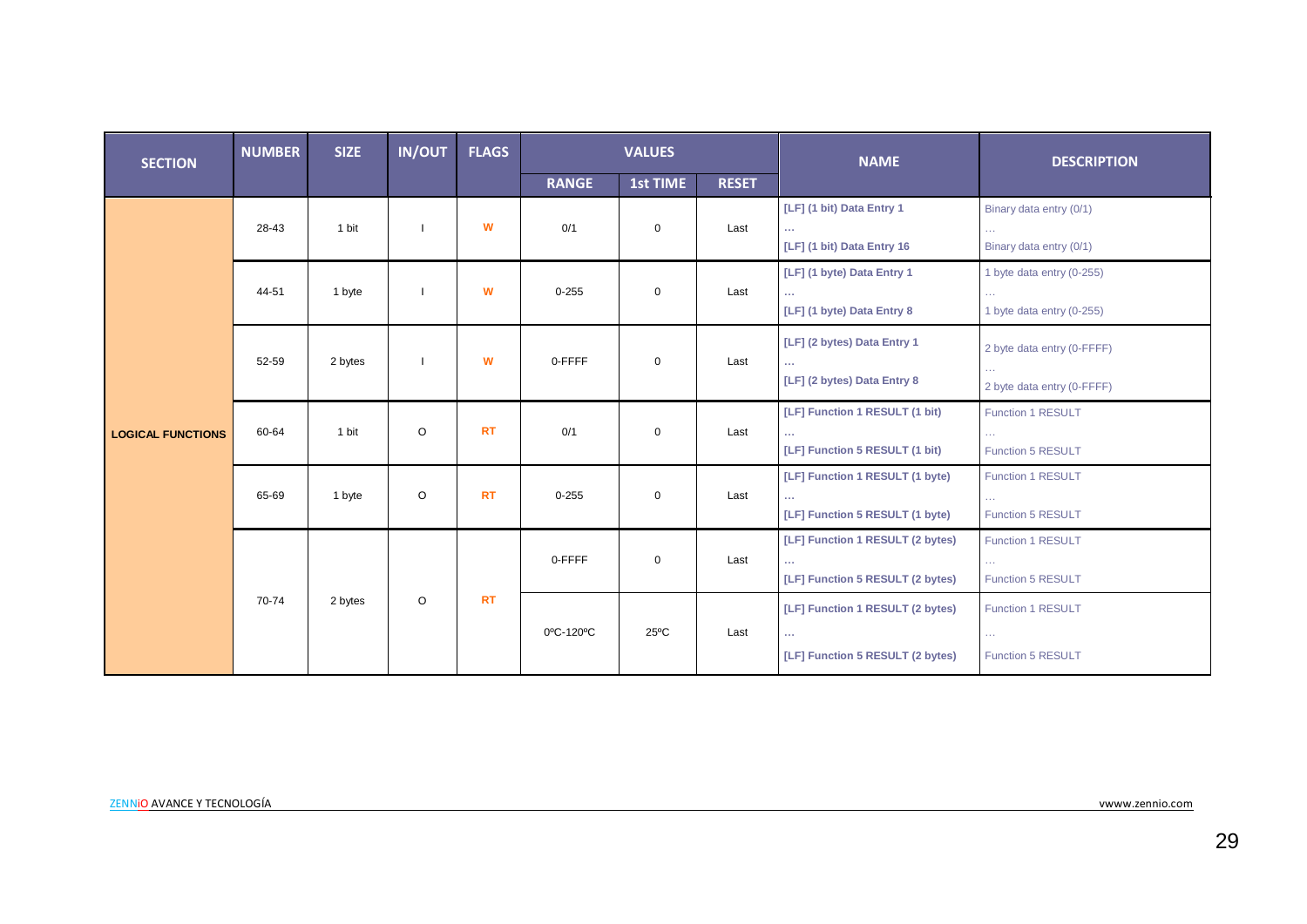| SECTION | NUMBER | SIZE | IN/OUT | FLAGS | VALUES | | | NAME | DESCRIPTION |
|---|---|---|---|---|---|---|---|---|---|
| | | | | | RANGE | 1st TIME | RESET | | |
| LOGICAL FUNCTIONS | 28-43 | 1 bit | I | W | 0/1 | 0 | Last | [LF] (1 bit) Data Entry 1<br>…<br>[LF] (1 bit) Data Entry 16 | Binary data entry (0/1)<br>…<br>Binary data entry (0/1) |
| | 44-51 | 1 byte | I | W | 0-255 | 0 | Last | [LF] (1 byte) Data Entry 1<br>…<br>[LF] (1 byte) Data Entry 8 | 1 byte data entry (0-255)<br>…<br>1 byte data entry (0-255) |
| | 52-59 | 2 bytes | I | W | 0-FFFF | 0 | Last | [LF] (2 bytes) Data Entry 1<br>…<br>[LF] (2 bytes) Data Entry 8 | 2 byte data entry (0-FFFF)<br>…<br>2 byte data entry (0-FFFF) |
| | 60-64 | 1 bit | O | RT | 0/1 | 0 | Last | [LF] Function 1 RESULT (1 bit)<br>…<br>[LF] Function 5 RESULT (1 bit) | Function 1 RESULT<br>…<br>Function 5 RESULT |
| | 65-69 | 1 byte | O | RT | 0-255 | 0 | Last | [LF] Function 1 RESULT (1 byte)<br>…<br>[LF] Function 5 RESULT (1 byte) | Function 1 RESULT<br>…<br>Function 5 RESULT |
| | 70-74 | 2 bytes | O | RT | 0-FFFF | 0 | Last | [LF] Function 1 RESULT (2 bytes)<br>…<br>[LF] Function 5 RESULT (2 bytes) | Function 1 RESULT<br>…<br>Function 5 RESULT |
| | | | | | 0ºC-120ºC | 25ºC | Last | [LF] Function 1 RESULT (2 bytes)<br>…<br>[LF] Function 5 RESULT (2 bytes) | Function 1 RESULT<br>…<br>Function 5 RESULT |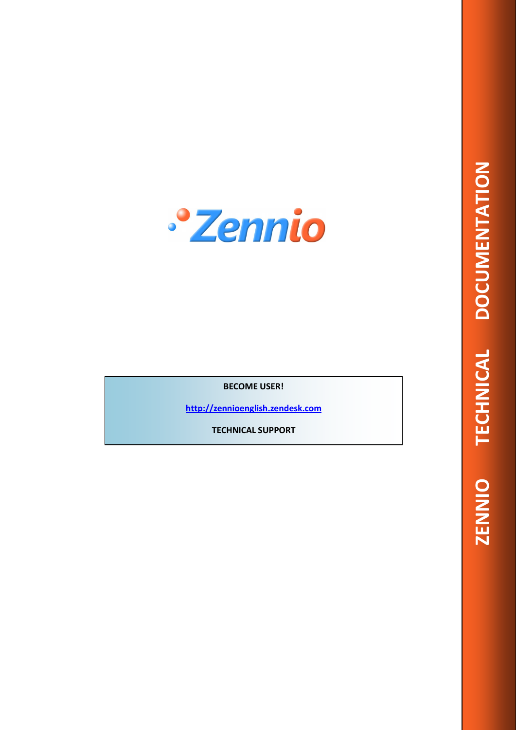**BECOME USER!**

http://zennioenglish.zendesk.com

**TECHNICAL SUPPORT**

**ZENNIO TECHNICAL DOCUMENTATION**